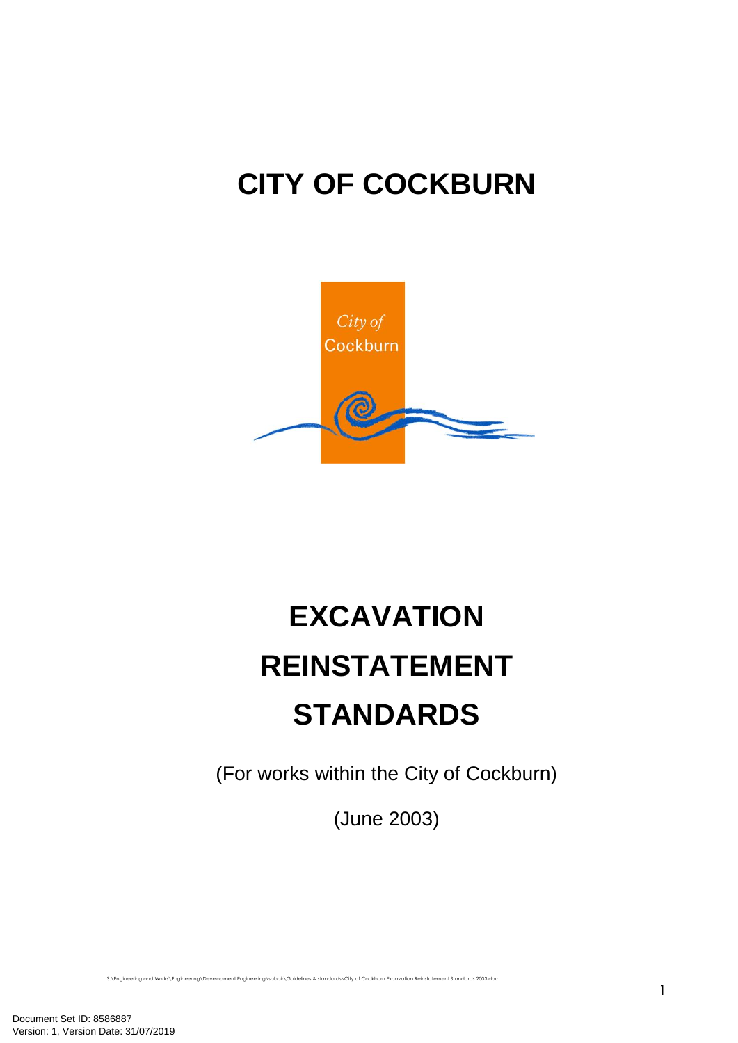# CITY OF COCKBURN

# EXCAVATION REINSTATEMENT STANDARDS

(For works within the City of Cockburn)

(June 2003)

S:\Engineering and Works\Engineering\Development Engineering\sabbir\Guidelines & standards\City of Cockburn Excavation Reinstatement Standards 2003.doc

Document Set ID: 8586887
Version: 1, Version Date: 31/07/2019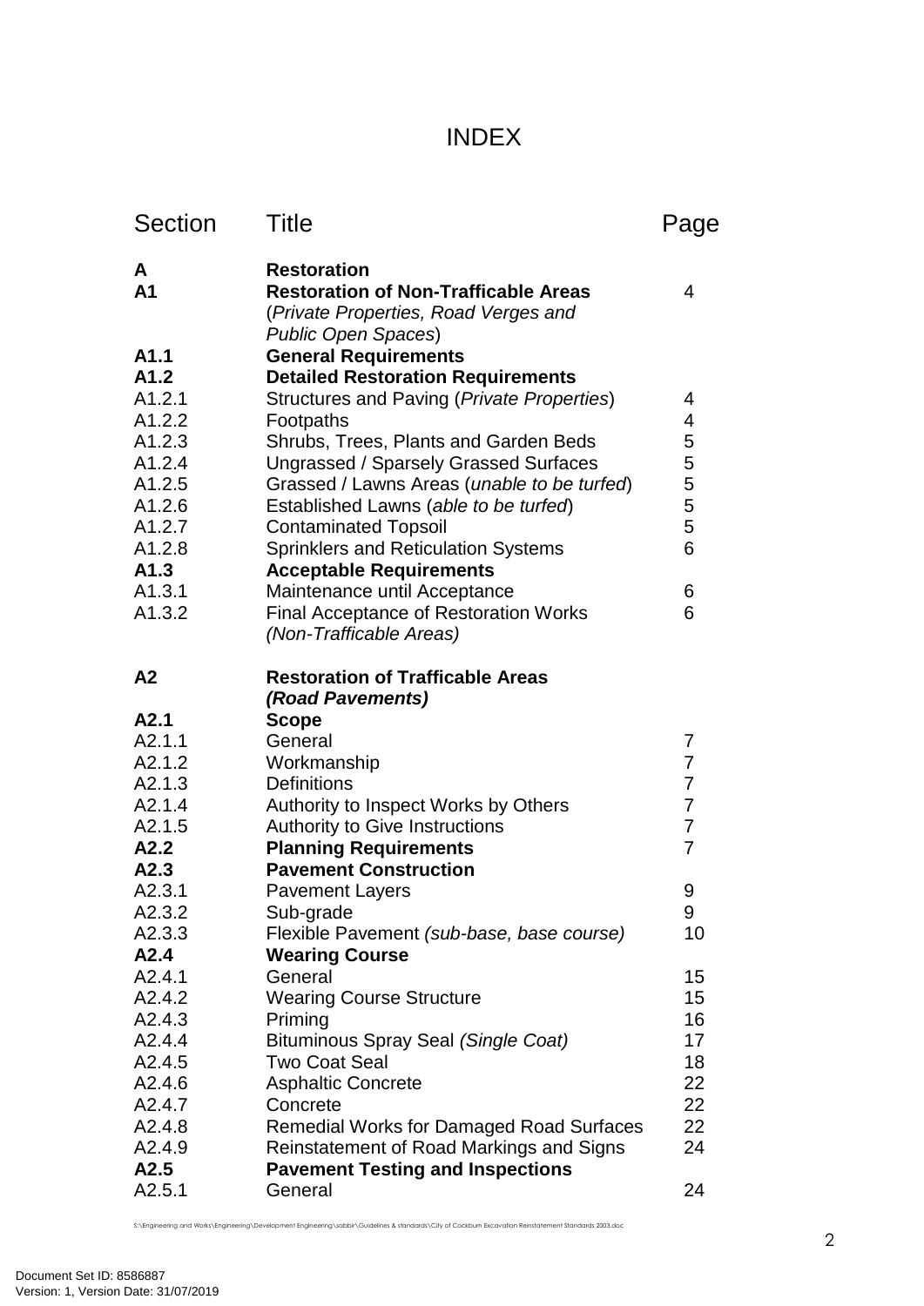# INDEX

| Section | Title | Page |
|---|---|---|
| **A** | **Restoration** | |
| **A1** | **Restoration of Non-Trafficable Areas** (*Private Properties, Road Verges and Public Open Spaces*) | 4 |
| **A1.1** | **General Requirements** | |
| **A1.2** | **Detailed Restoration Requirements** | |
| A1.2.1 | Structures and Paving (*Private Properties*) | 4 |
| A1.2.2 | Footpaths | 4 |
| A1.2.3 | Shrubs, Trees, Plants and Garden Beds | 5 |
| A1.2.4 | Ungrassed / Sparsely Grassed Surfaces | 5 |
| A1.2.5 | Grassed / Lawns Areas (*unable to be turfed*) | 5 |
| A1.2.6 | Established Lawns (*able to be turfed*) | 5 |
| A1.2.7 | Contaminated Topsoil | 5 |
| A1.2.8 | Sprinklers and Reticulation Systems | 6 |
| **A1.3** | **Acceptable Requirements** | |
| A1.3.1 | Maintenance until Acceptance | 6 |
| A1.3.2 | Final Acceptance of Restoration Works *(Non-Trafficable Areas)* | 6 |
| **A2** | **Restoration of Trafficable Areas *(Road Pavements)*** | |
| **A2.1** | **Scope** | |
| A2.1.1 | General | 7 |
| A2.1.2 | Workmanship | 7 |
| A2.1.3 | Definitions | 7 |
| A2.1.4 | Authority to Inspect Works by Others | 7 |
| A2.1.5 | Authority to Give Instructions | 7 |
| **A2.2** | **Planning Requirements** | 7 |
| **A2.3** | **Pavement Construction** | |
| A2.3.1 | Pavement Layers | 9 |
| A2.3.2 | Sub-grade | 9 |
| A2.3.3 | Flexible Pavement *(sub-base, base course)* | 10 |
| **A2.4** | **Wearing Course** | |
| A2.4.1 | General | 15 |
| A2.4.2 | Wearing Course Structure | 15 |
| A2.4.3 | Priming | 16 |
| A2.4.4 | Bituminous Spray Seal *(Single Coat)* | 17 |
| A2.4.5 | Two Coat Seal | 18 |
| A2.4.6 | Asphaltic Concrete | 22 |
| A2.4.7 | Concrete | 22 |
| A2.4.8 | Remedial Works for Damaged Road Surfaces | 22 |
| A2.4.9 | Reinstatement of Road Markings and Signs | 24 |
| **A2.5** | **Pavement Testing and Inspections** | |
| A2.5.1 | General | 24 |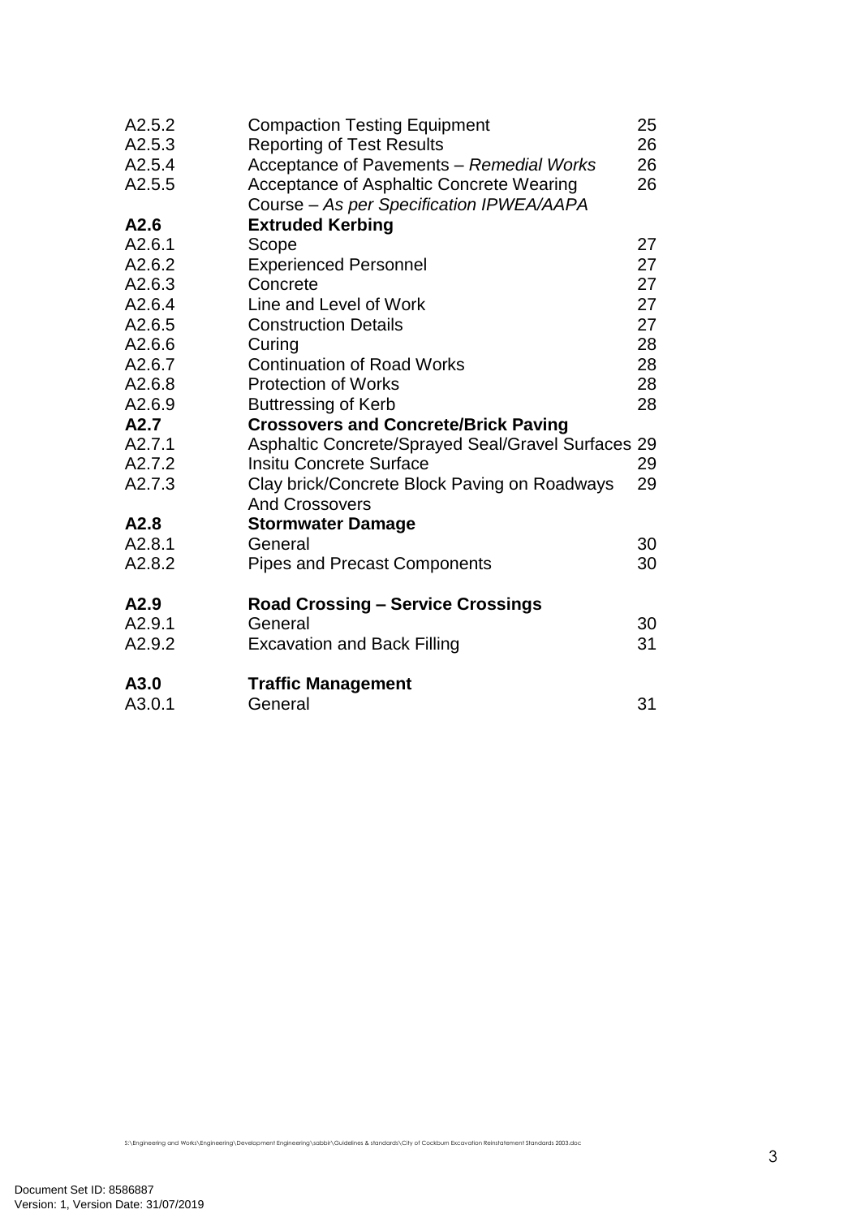| | | |
|---|---|---|
| A2.5.2 | Compaction Testing Equipment | 25 |
| A2.5.3 | Reporting of Test Results | 26 |
| A2.5.4 | Acceptance of Pavements – *Remedial Works* | 26 |
| A2.5.5 | Acceptance of Asphaltic Concrete Wearing Course – *As per Specification IPWEA/AAPA* | 26 |
| **A2.6** | **Extruded Kerbing** | |
| A2.6.1 | Scope | 27 |
| A2.6.2 | Experienced Personnel | 27 |
| A2.6.3 | Concrete | 27 |
| A2.6.4 | Line and Level of Work | 27 |
| A2.6.5 | Construction Details | 27 |
| A2.6.6 | Curing | 28 |
| A2.6.7 | Continuation of Road Works | 28 |
| A2.6.8 | Protection of Works | 28 |
| A2.6.9 | Buttressing of Kerb | 28 |
| **A2.7** | **Crossovers and Concrete/Brick Paving** | |
| A2.7.1 | Asphaltic Concrete/Sprayed Seal/Gravel Surfaces | 29 |
| A2.7.2 | Insitu Concrete Surface | 29 |
| A2.7.3 | Clay brick/Concrete Block Paving on Roadways And Crossovers | 29 |
| **A2.8** | **Stormwater Damage** | |
| A2.8.1 | General | 30 |
| A2.8.2 | Pipes and Precast Components | 30 |
| **A2.9** | **Road Crossing – Service Crossings** | |
| A2.9.1 | General | 30 |
| A2.9.2 | Excavation and Back Filling | 31 |
| **A3.0** | **Traffic Management** | |
| A3.0.1 | General | 31 |

S:\Engineering and Works\Engineering\Development Engineering\sabbir\Guidelines & standards\City of Cockburn Excavation Reinstatement Standards 2003.doc

Document Set ID: 8586887
Version: 1, Version Date: 31/07/2019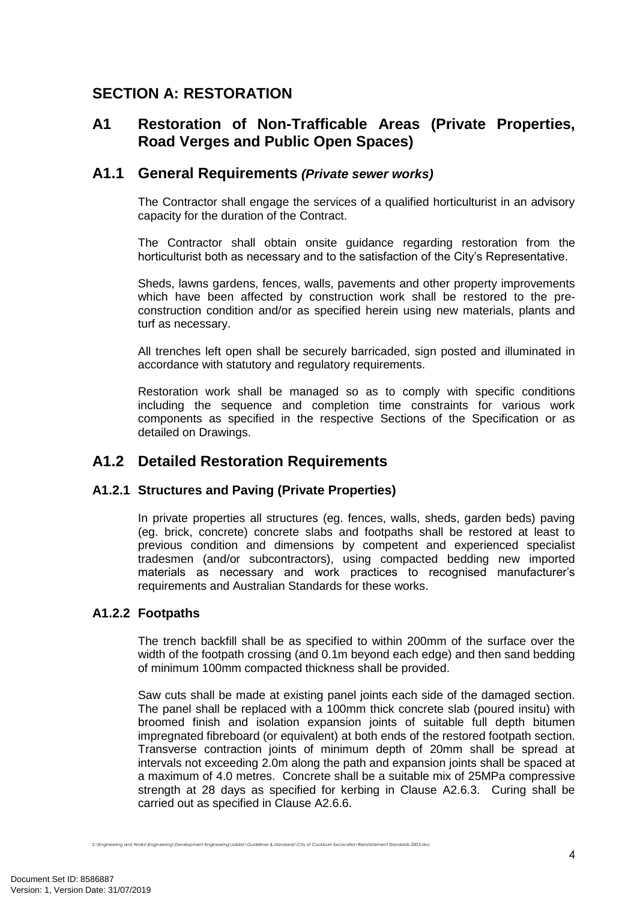# SECTION A: RESTORATION

## A1 Restoration of Non-Trafficable Areas (Private Properties, Road Verges and Public Open Spaces)

### A1.1 General Requirements *(Private sewer works)*

The Contractor shall engage the services of a qualified horticulturist in an advisory capacity for the duration of the Contract.

The Contractor shall obtain onsite guidance regarding restoration from the horticulturist both as necessary and to the satisfaction of the City's Representative.

Sheds, lawns gardens, fences, walls, pavements and other property improvements which have been affected by construction work shall be restored to the pre-construction condition and/or as specified herein using new materials, plants and turf as necessary.

All trenches left open shall be securely barricaded, sign posted and illuminated in accordance with statutory and regulatory requirements.

Restoration work shall be managed so as to comply with specific conditions including the sequence and completion time constraints for various work components as specified in the respective Sections of the Specification or as detailed on Drawings.

### A1.2 Detailed Restoration Requirements

#### A1.2.1 Structures and Paving (Private Properties)

In private properties all structures (eg. fences, walls, sheds, garden beds) paving (eg. brick, concrete) concrete slabs and footpaths shall be restored at least to previous condition and dimensions by competent and experienced specialist tradesmen (and/or subcontractors), using compacted bedding new imported materials as necessary and work practices to recognised manufacturer's requirements and Australian Standards for these works.

#### A1.2.2 Footpaths

The trench backfill shall be as specified to within 200mm of the surface over the width of the footpath crossing (and 0.1m beyond each edge) and then sand bedding of minimum 100mm compacted thickness shall be provided.

Saw cuts shall be made at existing panel joints each side of the damaged section. The panel shall be replaced with a 100mm thick concrete slab (poured insitu) with broomed finish and isolation expansion joints of suitable full depth bitumen impregnated fibreboard (or equivalent) at both ends of the restored footpath section. Transverse contraction joints of minimum depth of 20mm shall be spread at intervals not exceeding 2.0m along the path and expansion joints shall be spaced at a maximum of 4.0 metres. Concrete shall be a suitable mix of 25MPa compressive strength at 28 days as specified for kerbing in Clause A2.6.3. Curing shall be carried out as specified in Clause A2.6.6.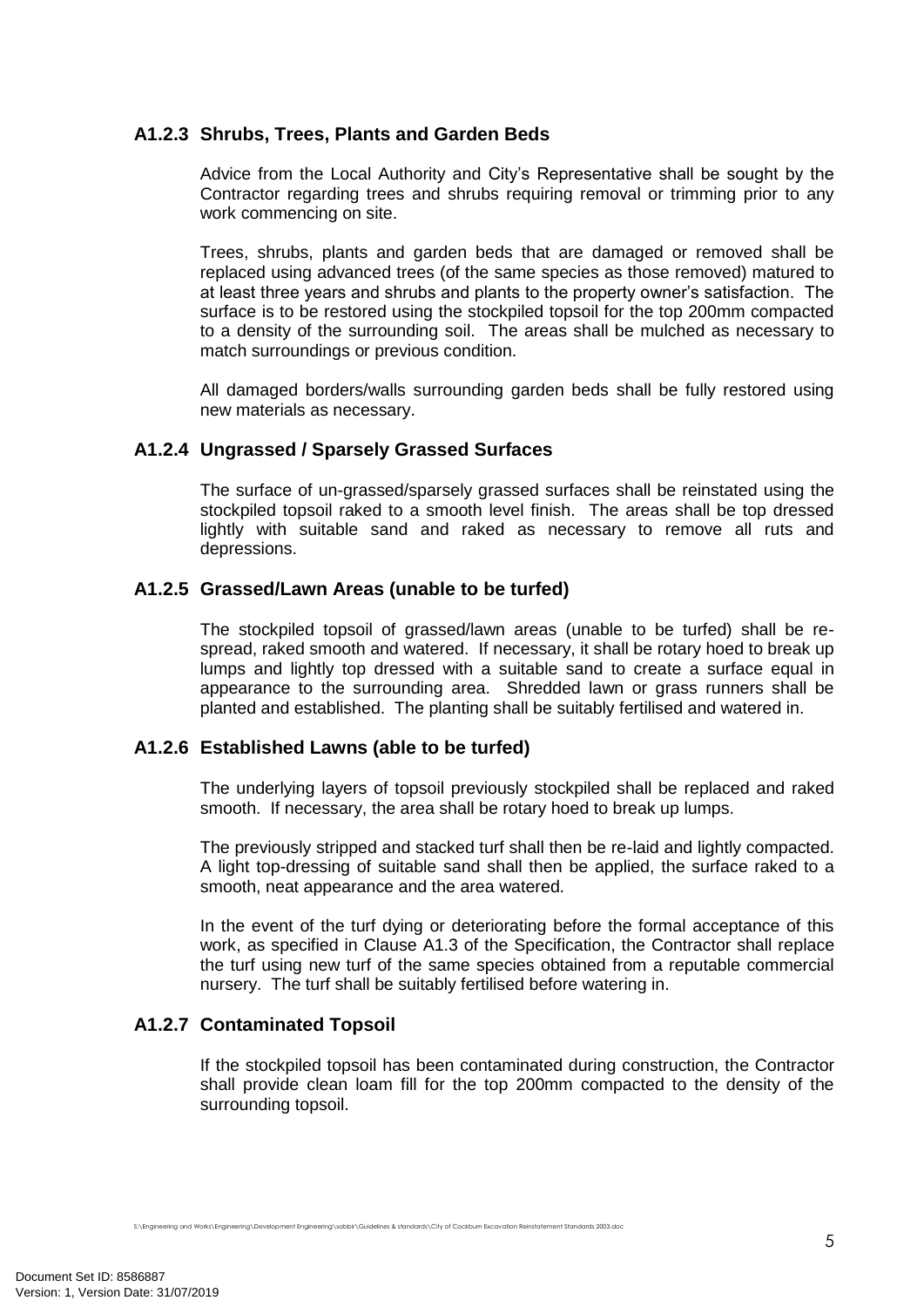### A1.2.3 Shrubs, Trees, Plants and Garden Beds

Advice from the Local Authority and City's Representative shall be sought by the Contractor regarding trees and shrubs requiring removal or trimming prior to any work commencing on site.

Trees, shrubs, plants and garden beds that are damaged or removed shall be replaced using advanced trees (of the same species as those removed) matured to at least three years and shrubs and plants to the property owner's satisfaction. The surface is to be restored using the stockpiled topsoil for the top 200mm compacted to a density of the surrounding soil. The areas shall be mulched as necessary to match surroundings or previous condition.

All damaged borders/walls surrounding garden beds shall be fully restored using new materials as necessary.

### A1.2.4 Ungrassed / Sparsely Grassed Surfaces

The surface of un-grassed/sparsely grassed surfaces shall be reinstated using the stockpiled topsoil raked to a smooth level finish. The areas shall be top dressed lightly with suitable sand and raked as necessary to remove all ruts and depressions.

### A1.2.5 Grassed/Lawn Areas (unable to be turfed)

The stockpiled topsoil of grassed/lawn areas (unable to be turfed) shall be re-spread, raked smooth and watered. If necessary, it shall be rotary hoed to break up lumps and lightly top dressed with a suitable sand to create a surface equal in appearance to the surrounding area. Shredded lawn or grass runners shall be planted and established. The planting shall be suitably fertilised and watered in.

### A1.2.6 Established Lawns (able to be turfed)

The underlying layers of topsoil previously stockpiled shall be replaced and raked smooth. If necessary, the area shall be rotary hoed to break up lumps.

The previously stripped and stacked turf shall then be re-laid and lightly compacted. A light top-dressing of suitable sand shall then be applied, the surface raked to a smooth, neat appearance and the area watered.

In the event of the turf dying or deteriorating before the formal acceptance of this work, as specified in Clause A1.3 of the Specification, the Contractor shall replace the turf using new turf of the same species obtained from a reputable commercial nursery. The turf shall be suitably fertilised before watering in.

### A1.2.7 Contaminated Topsoil

If the stockpiled topsoil has been contaminated during construction, the Contractor shall provide clean loam fill for the top 200mm compacted to the density of the surrounding topsoil.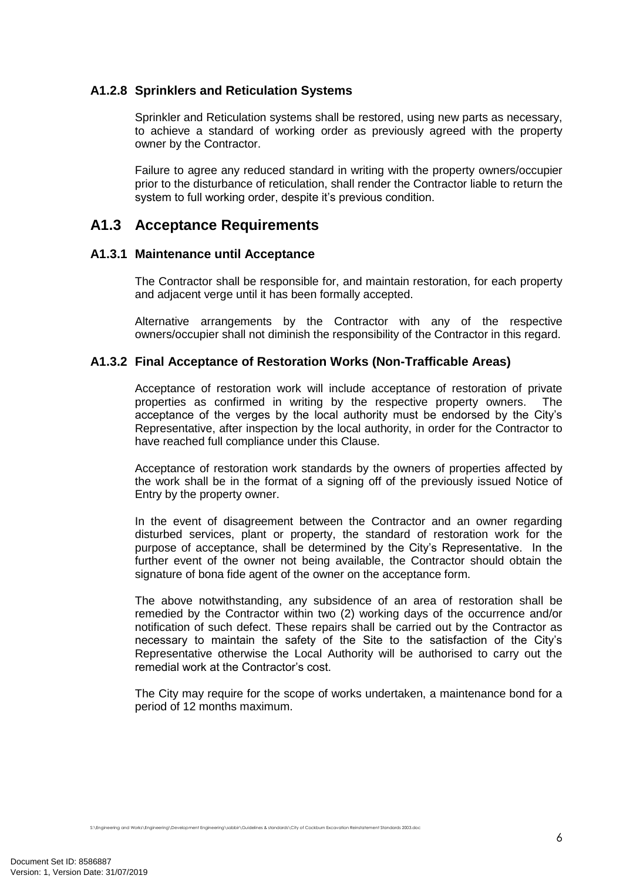### A1.2.8 Sprinklers and Reticulation Systems

Sprinkler and Reticulation systems shall be restored, using new parts as necessary, to achieve a standard of working order as previously agreed with the property owner by the Contractor.

Failure to agree any reduced standard in writing with the property owners/occupier prior to the disturbance of reticulation, shall render the Contractor liable to return the system to full working order, despite it's previous condition.

## A1.3 Acceptance Requirements

### A1.3.1 Maintenance until Acceptance

The Contractor shall be responsible for, and maintain restoration, for each property and adjacent verge until it has been formally accepted.

Alternative arrangements by the Contractor with any of the respective owners/occupier shall not diminish the responsibility of the Contractor in this regard.

### A1.3.2 Final Acceptance of Restoration Works (Non-Trafficable Areas)

Acceptance of restoration work will include acceptance of restoration of private properties as confirmed in writing by the respective property owners. The acceptance of the verges by the local authority must be endorsed by the City's Representative, after inspection by the local authority, in order for the Contractor to have reached full compliance under this Clause.

Acceptance of restoration work standards by the owners of properties affected by the work shall be in the format of a signing off of the previously issued Notice of Entry by the property owner.

In the event of disagreement between the Contractor and an owner regarding disturbed services, plant or property, the standard of restoration work for the purpose of acceptance, shall be determined by the City's Representative. In the further event of the owner not being available, the Contractor should obtain the signature of bona fide agent of the owner on the acceptance form.

The above notwithstanding, any subsidence of an area of restoration shall be remedied by the Contractor within two (2) working days of the occurrence and/or notification of such defect. These repairs shall be carried out by the Contractor as necessary to maintain the safety of the Site to the satisfaction of the City's Representative otherwise the Local Authority will be authorised to carry out the remedial work at the Contractor's cost.

The City may require for the scope of works undertaken, a maintenance bond for a period of 12 months maximum.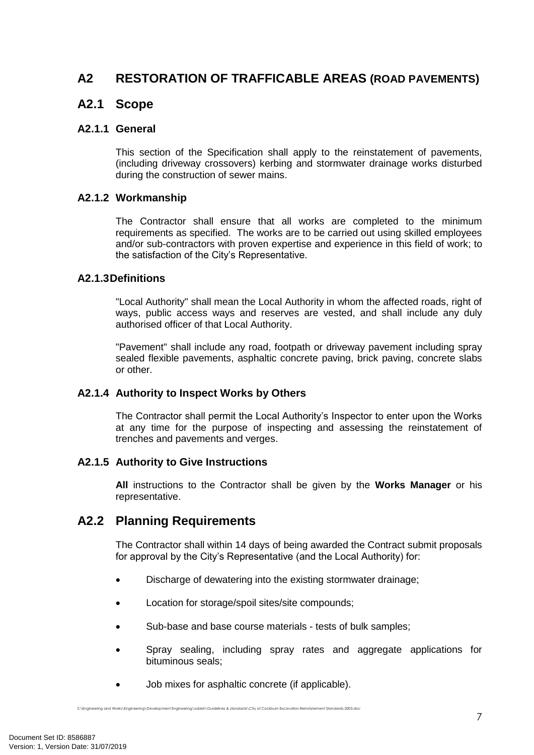## A2 RESTORATION OF TRAFFICABLE AREAS (ROAD PAVEMENTS)

### A2.1 Scope

#### A2.1.1 General

This section of the Specification shall apply to the reinstatement of pavements, (including driveway crossovers) kerbing and stormwater drainage works disturbed during the construction of sewer mains.

#### A2.1.2 Workmanship

The Contractor shall ensure that all works are completed to the minimum requirements as specified. The works are to be carried out using skilled employees and/or sub-contractors with proven expertise and experience in this field of work; to the satisfaction of the City's Representative.

#### A2.1.3 Definitions

"Local Authority" shall mean the Local Authority in whom the affected roads, right of ways, public access ways and reserves are vested, and shall include any duly authorised officer of that Local Authority.

"Pavement" shall include any road, footpath or driveway pavement including spray sealed flexible pavements, asphaltic concrete paving, brick paving, concrete slabs or other.

#### A2.1.4 Authority to Inspect Works by Others

The Contractor shall permit the Local Authority's Inspector to enter upon the Works at any time for the purpose of inspecting and assessing the reinstatement of trenches and pavements and verges.

#### A2.1.5 Authority to Give Instructions

**All** instructions to the Contractor shall be given by the **Works Manager** or his representative.

### A2.2 Planning Requirements

The Contractor shall within 14 days of being awarded the Contract submit proposals for approval by the City's Representative (and the Local Authority) for:

- Discharge of dewatering into the existing stormwater drainage;
- Location for storage/spoil sites/site compounds;
- Sub-base and base course materials - tests of bulk samples;
- Spray sealing, including spray rates and aggregate applications for bituminous seals;
- Job mixes for asphaltic concrete (if applicable).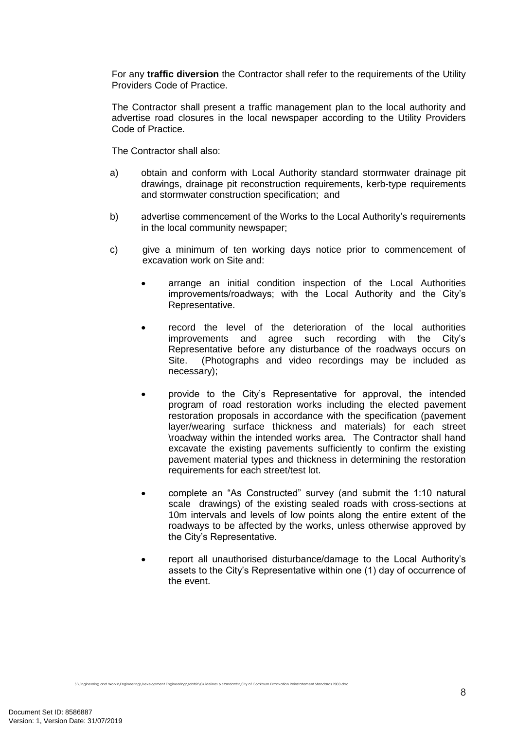For any **traffic diversion** the Contractor shall refer to the requirements of the Utility Providers Code of Practice.

The Contractor shall present a traffic management plan to the local authority and advertise road closures in the local newspaper according to the Utility Providers Code of Practice.

The Contractor shall also:

a) obtain and conform with Local Authority standard stormwater drainage pit drawings, drainage pit reconstruction requirements, kerb-type requirements and stormwater construction specification; and

b) advertise commencement of the Works to the Local Authority's requirements in the local community newspaper;

c) give a minimum of ten working days notice prior to commencement of excavation work on Site and:

  - arrange an initial condition inspection of the Local Authorities improvements/roadways; with the Local Authority and the City's Representative.

  - record the level of the deterioration of the local authorities improvements and agree such recording with the City's Representative before any disturbance of the roadways occurs on Site. (Photographs and video recordings may be included as necessary);

  - provide to the City's Representative for approval, the intended program of road restoration works including the elected pavement restoration proposals in accordance with the specification (pavement layer/wearing surface thickness and materials) for each street \roadway within the intended works area. The Contractor shall hand excavate the existing pavements sufficiently to confirm the existing pavement material types and thickness in determining the restoration requirements for each street/test lot.

  - complete an "As Constructed" survey (and submit the 1:10 natural scale drawings) of the existing sealed roads with cross-sections at 10m intervals and levels of low points along the entire extent of the roadways to be affected by the works, unless otherwise approved by the City's Representative.

  - report all unauthorised disturbance/damage to the Local Authority's assets to the City's Representative within one (1) day of occurrence of the event.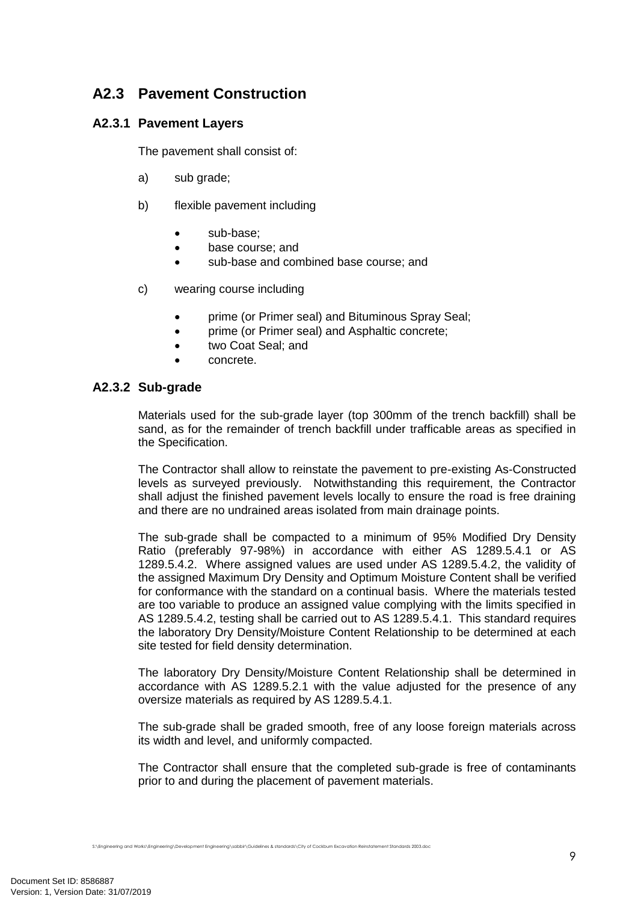## A2.3 Pavement Construction

### A2.3.1 Pavement Layers

The pavement shall consist of:

a) sub grade;

b) flexible pavement including

- sub-base;
- base course; and
- sub-base and combined base course; and

c) wearing course including

- prime (or Primer seal) and Bituminous Spray Seal;
- prime (or Primer seal) and Asphaltic concrete;
- two Coat Seal; and
- concrete.

### A2.3.2 Sub-grade

Materials used for the sub-grade layer (top 300mm of the trench backfill) shall be sand, as for the remainder of trench backfill under trafficable areas as specified in the Specification.

The Contractor shall allow to reinstate the pavement to pre-existing As-Constructed levels as surveyed previously. Notwithstanding this requirement, the Contractor shall adjust the finished pavement levels locally to ensure the road is free draining and there are no undrained areas isolated from main drainage points.

The sub-grade shall be compacted to a minimum of 95% Modified Dry Density Ratio (preferably 97-98%) in accordance with either AS 1289.5.4.1 or AS 1289.5.4.2. Where assigned values are used under AS 1289.5.4.2, the validity of the assigned Maximum Dry Density and Optimum Moisture Content shall be verified for conformance with the standard on a continual basis. Where the materials tested are too variable to produce an assigned value complying with the limits specified in AS 1289.5.4.2, testing shall be carried out to AS 1289.5.4.1. This standard requires the laboratory Dry Density/Moisture Content Relationship to be determined at each site tested for field density determination.

The laboratory Dry Density/Moisture Content Relationship shall be determined in accordance with AS 1289.5.2.1 with the value adjusted for the presence of any oversize materials as required by AS 1289.5.4.1.

The sub-grade shall be graded smooth, free of any loose foreign materials across its width and level, and uniformly compacted.

The Contractor shall ensure that the completed sub-grade is free of contaminants prior to and during the placement of pavement materials.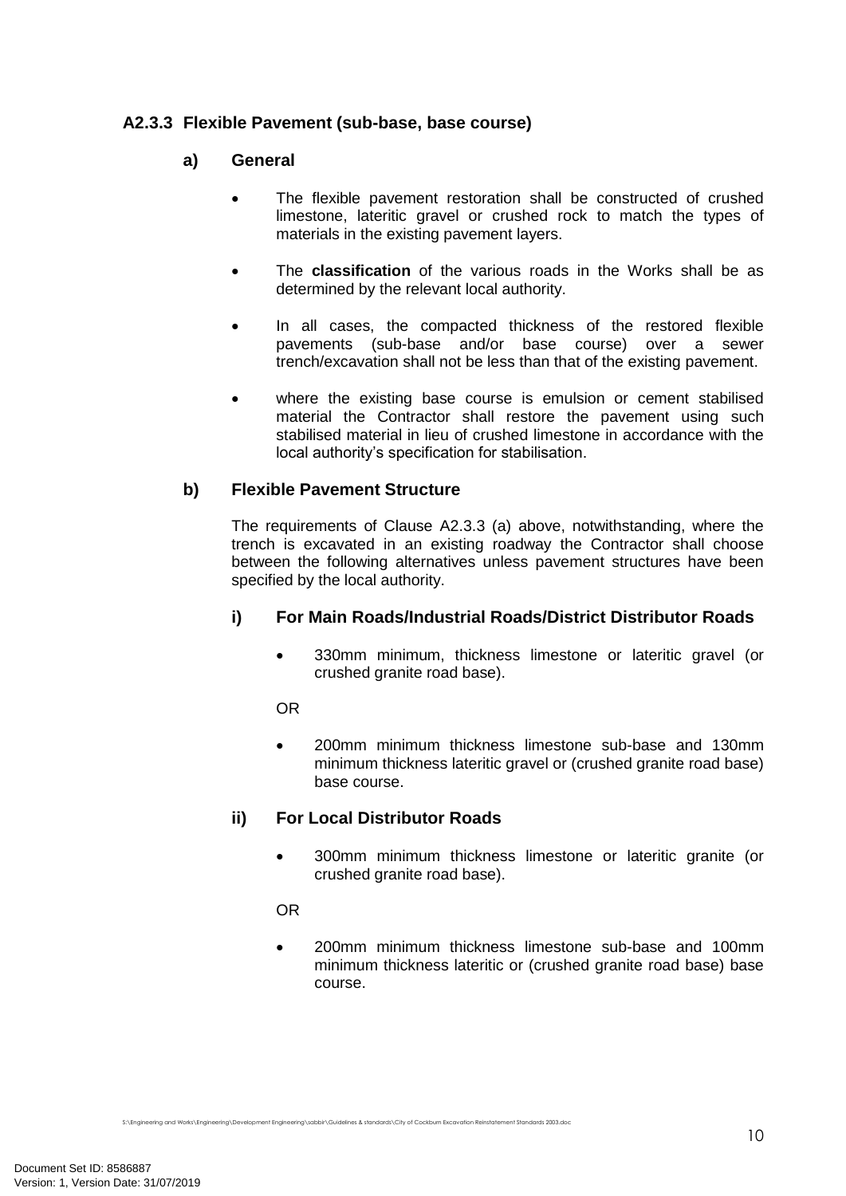### A2.3.3 Flexible Pavement (sub-base, base course)

#### a) General

- The flexible pavement restoration shall be constructed of crushed limestone, lateritic gravel or crushed rock to match the types of materials in the existing pavement layers.
- The **classification** of the various roads in the Works shall be as determined by the relevant local authority.
- In all cases, the compacted thickness of the restored flexible pavements (sub-base and/or base course) over a sewer trench/excavation shall not be less than that of the existing pavement.
- where the existing base course is emulsion or cement stabilised material the Contractor shall restore the pavement using such stabilised material in lieu of crushed limestone in accordance with the local authority's specification for stabilisation.

#### b) Flexible Pavement Structure

The requirements of Clause A2.3.3 (a) above, notwithstanding, where the trench is excavated in an existing roadway the Contractor shall choose between the following alternatives unless pavement structures have been specified by the local authority.

##### i) For Main Roads/Industrial Roads/District Distributor Roads

- 330mm minimum, thickness limestone or lateritic gravel (or crushed granite road base).

OR

- 200mm minimum thickness limestone sub-base and 130mm minimum thickness lateritic gravel or (crushed granite road base) base course.

##### ii) For Local Distributor Roads

- 300mm minimum thickness limestone or lateritic granite (or crushed granite road base).

OR

- 200mm minimum thickness limestone sub-base and 100mm minimum thickness lateritic or (crushed granite road base) base course.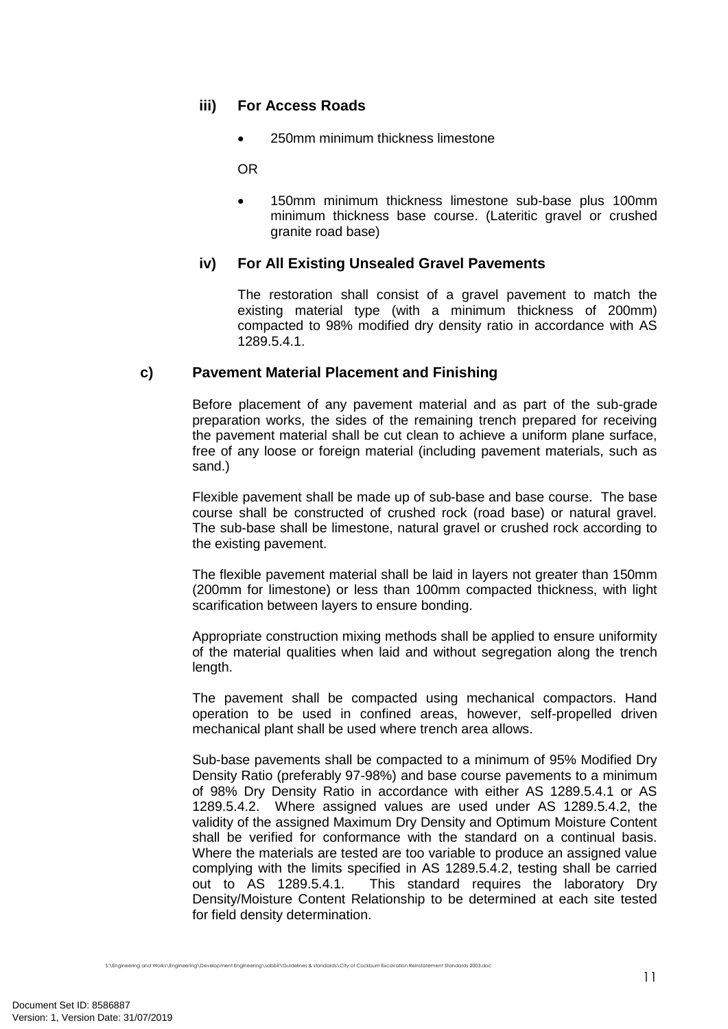### iii) For Access Roads

- 250mm minimum thickness limestone

OR

- 150mm minimum thickness limestone sub-base plus 100mm minimum thickness base course. (Lateritic gravel or crushed granite road base)

### iv) For All Existing Unsealed Gravel Pavements

The restoration shall consist of a gravel pavement to match the existing material type (with a minimum thickness of 200mm) compacted to 98% modified dry density ratio in accordance with AS 1289.5.4.1.

## c) Pavement Material Placement and Finishing

Before placement of any pavement material and as part of the sub-grade preparation works, the sides of the remaining trench prepared for receiving the pavement material shall be cut clean to achieve a uniform plane surface, free of any loose or foreign material (including pavement materials, such as sand.)

Flexible pavement shall be made up of sub-base and base course. The base course shall be constructed of crushed rock (road base) or natural gravel. The sub-base shall be limestone, natural gravel or crushed rock according to the existing pavement.

The flexible pavement material shall be laid in layers not greater than 150mm (200mm for limestone) or less than 100mm compacted thickness, with light scarification between layers to ensure bonding.

Appropriate construction mixing methods shall be applied to ensure uniformity of the material qualities when laid and without segregation along the trench length.

The pavement shall be compacted using mechanical compactors. Hand operation to be used in confined areas, however, self-propelled driven mechanical plant shall be used where trench area allows.

Sub-base pavements shall be compacted to a minimum of 95% Modified Dry Density Ratio (preferably 97-98%) and base course pavements to a minimum of 98% Dry Density Ratio in accordance with either AS 1289.5.4.1 or AS 1289.5.4.2. Where assigned values are used under AS 1289.5.4.2, the validity of the assigned Maximum Dry Density and Optimum Moisture Content shall be verified for conformance with the standard on a continual basis. Where the materials are tested are too variable to produce an assigned value complying with the limits specified in AS 1289.5.4.2, testing shall be carried out to AS 1289.5.4.1. This standard requires the laboratory Dry Density/Moisture Content Relationship to be determined at each site tested for field density determination.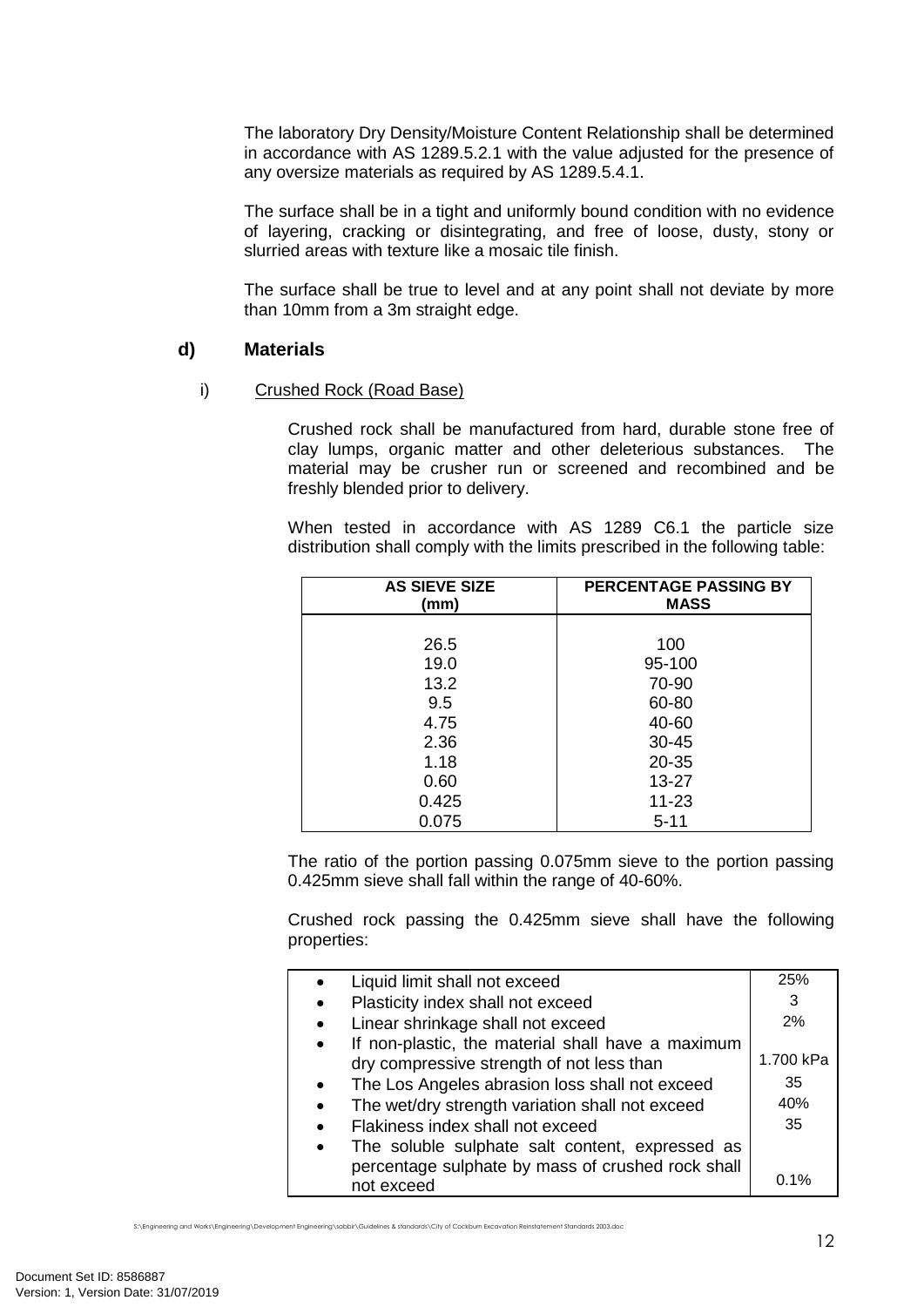The laboratory Dry Density/Moisture Content Relationship shall be determined in accordance with AS 1289.5.2.1 with the value adjusted for the presence of any oversize materials as required by AS 1289.5.4.1.

The surface shall be in a tight and uniformly bound condition with no evidence of layering, cracking or disintegrating, and free of loose, dusty, stony or slurried areas with texture like a mosaic tile finish.

The surface shall be true to level and at any point shall not deviate by more than 10mm from a 3m straight edge.

## d) Materials

i) Crushed Rock (Road Base)

Crushed rock shall be manufactured from hard, durable stone free of clay lumps, organic matter and other deleterious substances. The material may be crusher run or screened and recombined and be freshly blended prior to delivery.

When tested in accordance with AS 1289 C6.1 the particle size distribution shall comply with the limits prescribed in the following table:

| AS SIEVE SIZE (mm) | PERCENTAGE PASSING BY MASS |
|---|---|
| 26.5 | 100 |
| 19.0 | 95-100 |
| 13.2 | 70-90 |
| 9.5 | 60-80 |
| 4.75 | 40-60 |
| 2.36 | 30-45 |
| 1.18 | 20-35 |
| 0.60 | 13-27 |
| 0.425 | 11-23 |
| 0.075 | 5-11 |

The ratio of the portion passing 0.075mm sieve to the portion passing 0.425mm sieve shall fall within the range of 40-60%.

Crushed rock passing the 0.425mm sieve shall have the following properties:

| Property | Limit |
|---|---|
| • Liquid limit shall not exceed | 25% |
| • Plasticity index shall not exceed | 3 |
| • Linear shrinkage shall not exceed | 2% |
| • If non-plastic, the material shall have a maximum dry compressive strength of not less than | 1.700 kPa |
| • The Los Angeles abrasion loss shall not exceed | 35 |
| • The wet/dry strength variation shall not exceed | 40% |
| • Flakiness index shall not exceed | 35 |
| • The soluble sulphate salt content, expressed as percentage sulphate by mass of crushed rock shall not exceed | 0.1% |

S:\Engineering and Works\Engineering\Development Engineering\sabbir\Guidelines & standards\City of Cockburn Excavation Reinstatement Standards 2003.doc

Document Set ID: 8586887
Version: 1, Version Date: 31/07/2019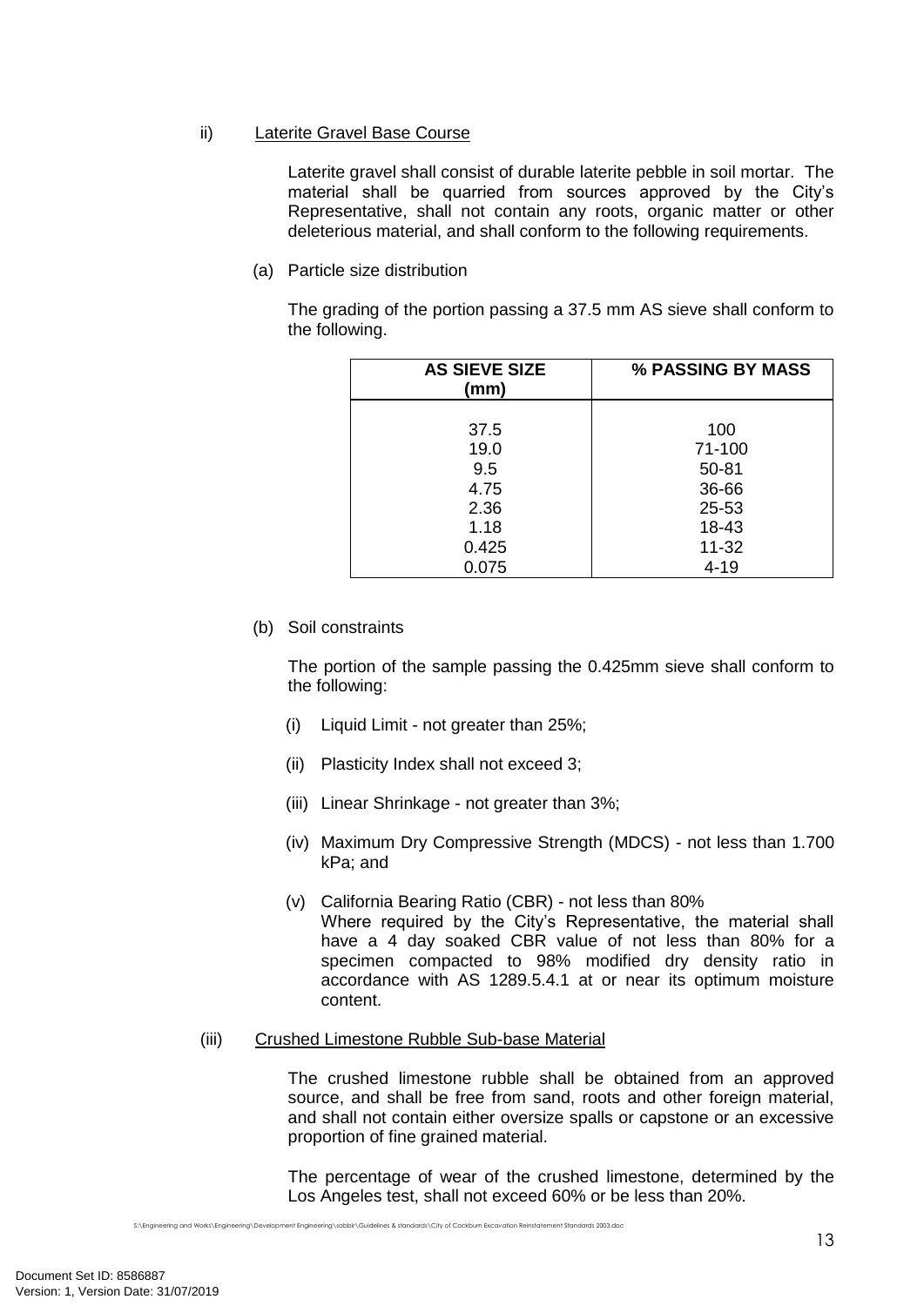ii) <u>Laterite Gravel Base Course</u>

Laterite gravel shall consist of durable laterite pebble in soil mortar. The material shall be quarried from sources approved by the City's Representative, shall not contain any roots, organic matter or other deleterious material, and shall conform to the following requirements.

(a) Particle size distribution

The grading of the portion passing a 37.5 mm AS sieve shall conform to the following.

| AS SIEVE SIZE (mm) | % PASSING BY MASS |
|---|---|
| 37.5 | 100 |
| 19.0 | 71-100 |
| 9.5 | 50-81 |
| 4.75 | 36-66 |
| 2.36 | 25-53 |
| 1.18 | 18-43 |
| 0.425 | 11-32 |
| 0.075 | 4-19 |

(b) Soil constraints

The portion of the sample passing the 0.425mm sieve shall conform to the following:

(i) Liquid Limit - not greater than 25%;

(ii) Plasticity Index shall not exceed 3;

(iii) Linear Shrinkage - not greater than 3%;

(iv) Maximum Dry Compressive Strength (MDCS) - not less than 1.700 kPa; and

(v) California Bearing Ratio (CBR) - not less than 80%
Where required by the City's Representative, the material shall have a 4 day soaked CBR value of not less than 80% for a specimen compacted to 98% modified dry density ratio in accordance with AS 1289.5.4.1 at or near its optimum moisture content.

(iii) <u>Crushed Limestone Rubble Sub-base Material</u>

The crushed limestone rubble shall be obtained from an approved source, and shall be free from sand, roots and other foreign material, and shall not contain either oversize spalls or capstone or an excessive proportion of fine grained material.

The percentage of wear of the crushed limestone, determined by the Los Angeles test, shall not exceed 60% or be less than 20%.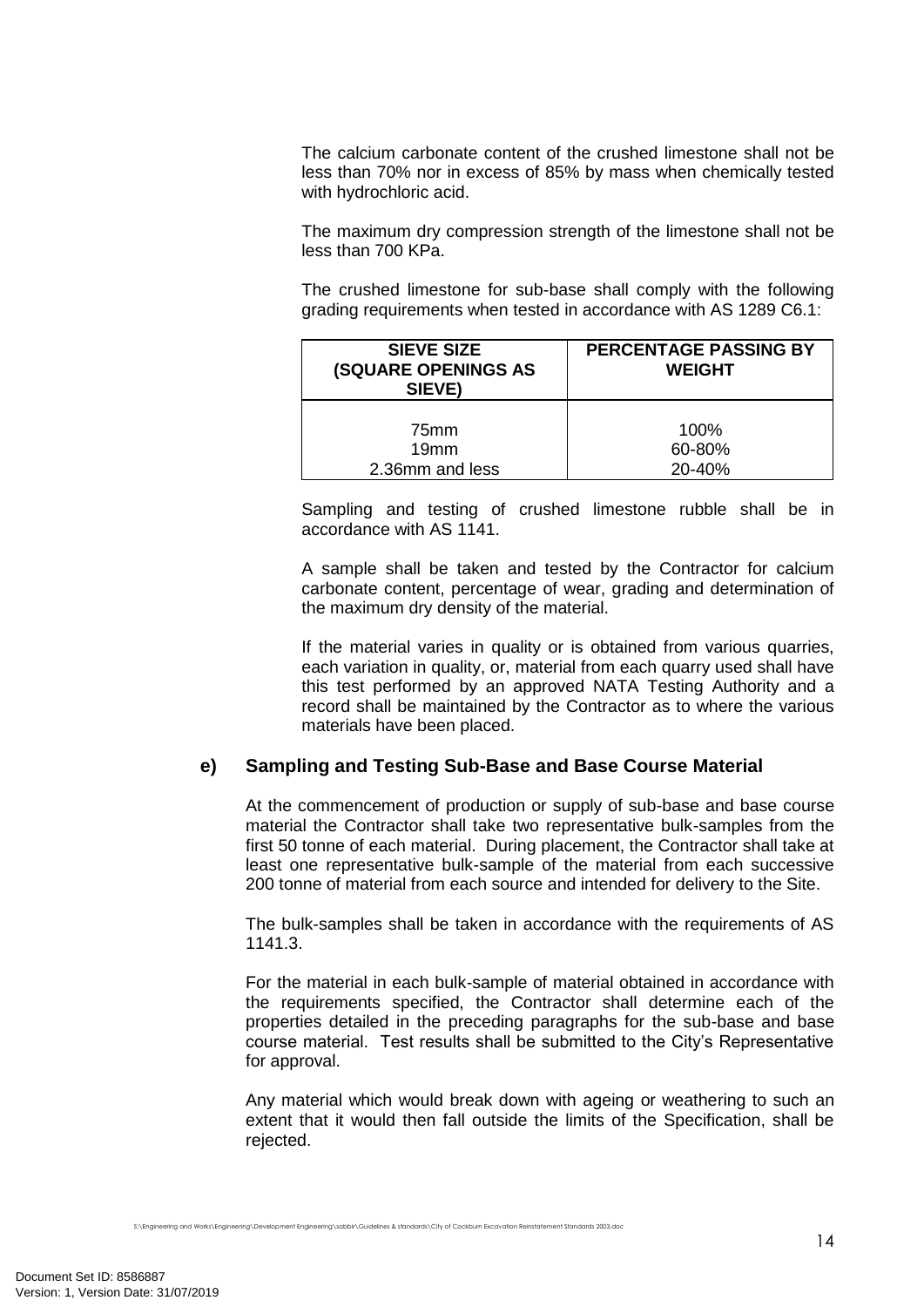The calcium carbonate content of the crushed limestone shall not be less than 70% nor in excess of 85% by mass when chemically tested with hydrochloric acid.

The maximum dry compression strength of the limestone shall not be less than 700 KPa.

The crushed limestone for sub-base shall comply with the following grading requirements when tested in accordance with AS 1289 C6.1:

| SIEVE SIZE (SQUARE OPENINGS AS SIEVE) | PERCENTAGE PASSING BY WEIGHT |
|---|---|
| 75mm | 100% |
| 19mm | 60-80% |
| 2.36mm and less | 20-40% |

Sampling and testing of crushed limestone rubble shall be in accordance with AS 1141.

A sample shall be taken and tested by the Contractor for calcium carbonate content, percentage of wear, grading and determination of the maximum dry density of the material.

If the material varies in quality or is obtained from various quarries, each variation in quality, or, material from each quarry used shall have this test performed by an approved NATA Testing Authority and a record shall be maintained by the Contractor as to where the various materials have been placed.

### e) Sampling and Testing Sub-Base and Base Course Material

At the commencement of production or supply of sub-base and base course material the Contractor shall take two representative bulk-samples from the first 50 tonne of each material. During placement, the Contractor shall take at least one representative bulk-sample of the material from each successive 200 tonne of material from each source and intended for delivery to the Site.

The bulk-samples shall be taken in accordance with the requirements of AS 1141.3.

For the material in each bulk-sample of material obtained in accordance with the requirements specified, the Contractor shall determine each of the properties detailed in the preceding paragraphs for the sub-base and base course material. Test results shall be submitted to the City's Representative for approval.

Any material which would break down with ageing or weathering to such an extent that it would then fall outside the limits of the Specification, shall be rejected.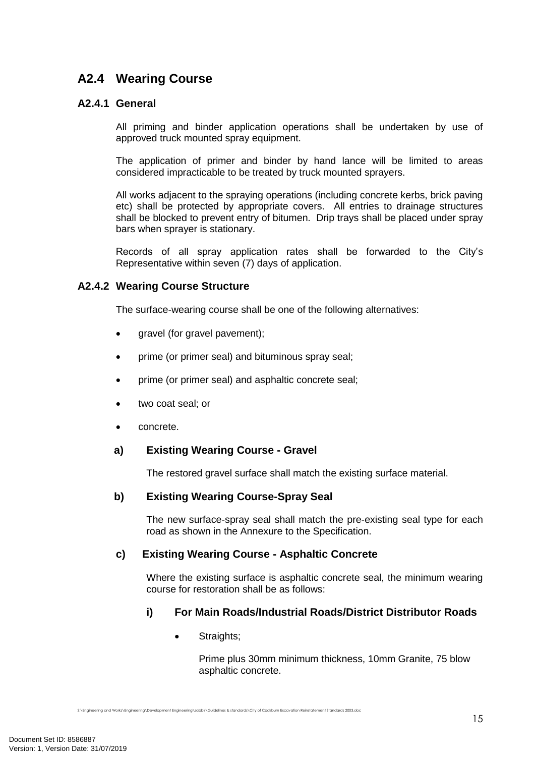## A2.4 Wearing Course

### A2.4.1 General

All priming and binder application operations shall be undertaken by use of approved truck mounted spray equipment.

The application of primer and binder by hand lance will be limited to areas considered impracticable to be treated by truck mounted sprayers.

All works adjacent to the spraying operations (including concrete kerbs, brick paving etc) shall be protected by appropriate covers. All entries to drainage structures shall be blocked to prevent entry of bitumen. Drip trays shall be placed under spray bars when sprayer is stationary.

Records of all spray application rates shall be forwarded to the City's Representative within seven (7) days of application.

### A2.4.2 Wearing Course Structure

The surface-wearing course shall be one of the following alternatives:

- gravel (for gravel pavement);
- prime (or primer seal) and bituminous spray seal;
- prime (or primer seal) and asphaltic concrete seal;
- two coat seal; or
- concrete.

#### a) Existing Wearing Course - Gravel

The restored gravel surface shall match the existing surface material.

#### b) Existing Wearing Course-Spray Seal

The new surface-spray seal shall match the pre-existing seal type for each road as shown in the Annexure to the Specification.

#### c) Existing Wearing Course - Asphaltic Concrete

Where the existing surface is asphaltic concrete seal, the minimum wearing course for restoration shall be as follows:

##### i) For Main Roads/Industrial Roads/District Distributor Roads

- Straights;

  Prime plus 30mm minimum thickness, 10mm Granite, 75 blow asphaltic concrete.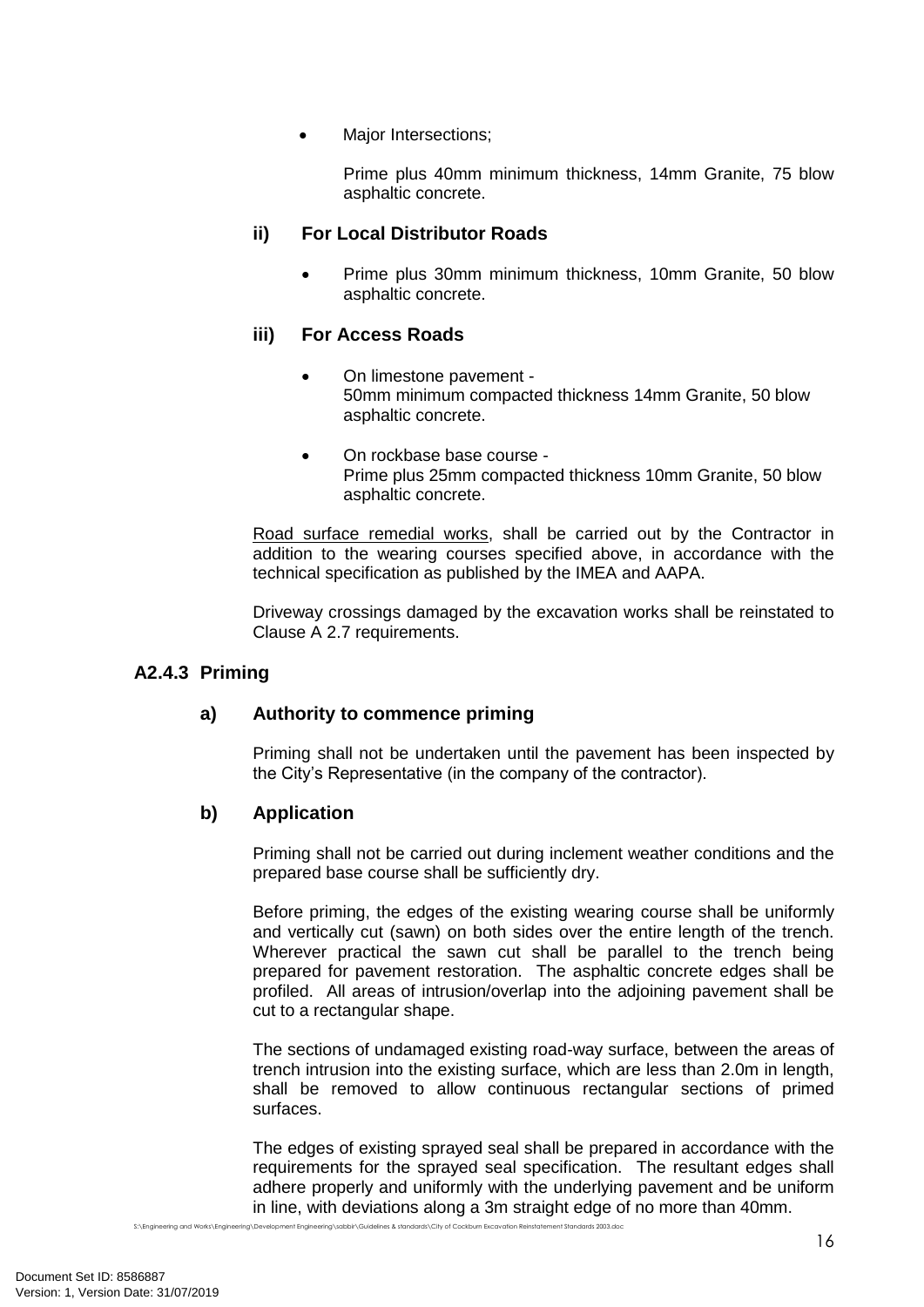- Major Intersections;

  Prime plus 40mm minimum thickness, 14mm Granite, 75 blow asphaltic concrete.

#### ii) For Local Distributor Roads

- Prime plus 30mm minimum thickness, 10mm Granite, 50 blow asphaltic concrete.

#### iii) For Access Roads

- On limestone pavement -
  50mm minimum compacted thickness 14mm Granite, 50 blow asphaltic concrete.

- On rockbase base course -
  Prime plus 25mm compacted thickness 10mm Granite, 50 blow asphaltic concrete.

Road surface remedial works, shall be carried out by the Contractor in addition to the wearing courses specified above, in accordance with the technical specification as published by the IMEA and AAPA.

Driveway crossings damaged by the excavation works shall be reinstated to Clause A 2.7 requirements.

### A2.4.3 Priming

#### a) Authority to commence priming

Priming shall not be undertaken until the pavement has been inspected by the City's Representative (in the company of the contractor).

#### b) Application

Priming shall not be carried out during inclement weather conditions and the prepared base course shall be sufficiently dry.

Before priming, the edges of the existing wearing course shall be uniformly and vertically cut (sawn) on both sides over the entire length of the trench. Wherever practical the sawn cut shall be parallel to the trench being prepared for pavement restoration. The asphaltic concrete edges shall be profiled. All areas of intrusion/overlap into the adjoining pavement shall be cut to a rectangular shape.

The sections of undamaged existing road-way surface, between the areas of trench intrusion into the existing surface, which are less than 2.0m in length, shall be removed to allow continuous rectangular sections of primed surfaces.

The edges of existing sprayed seal shall be prepared in accordance with the requirements for the sprayed seal specification. The resultant edges shall adhere properly and uniformly with the underlying pavement and be uniform in line, with deviations along a 3m straight edge of no more than 40mm.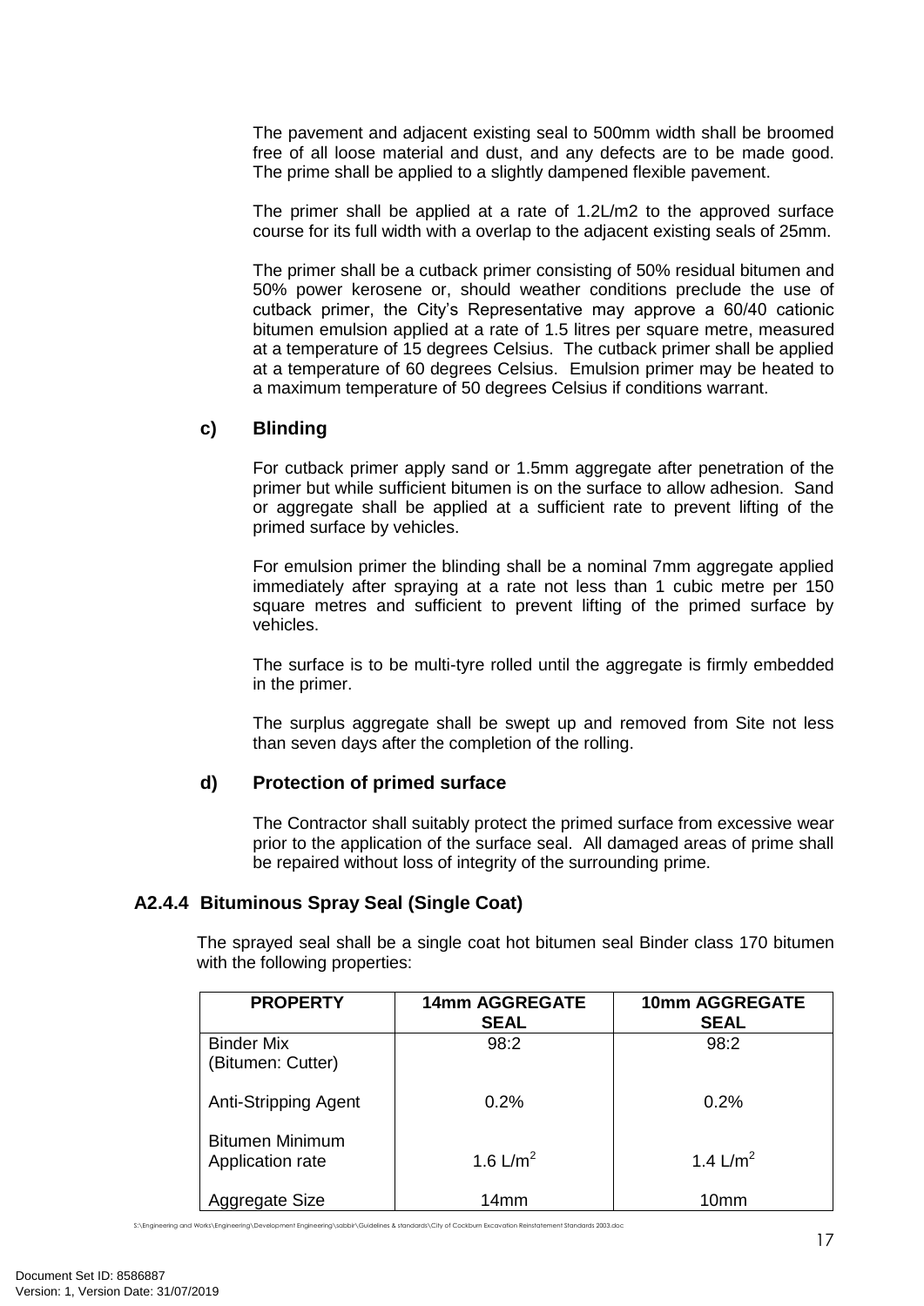The pavement and adjacent existing seal to 500mm width shall be broomed free of all loose material and dust, and any defects are to be made good. The prime shall be applied to a slightly dampened flexible pavement.

The primer shall be applied at a rate of 1.2L/m2 to the approved surface course for its full width with a overlap to the adjacent existing seals of 25mm.

The primer shall be a cutback primer consisting of 50% residual bitumen and 50% power kerosene or, should weather conditions preclude the use of cutback primer, the City's Representative may approve a 60/40 cationic bitumen emulsion applied at a rate of 1.5 litres per square metre, measured at a temperature of 15 degrees Celsius. The cutback primer shall be applied at a temperature of 60 degrees Celsius. Emulsion primer may be heated to a maximum temperature of 50 degrees Celsius if conditions warrant.

### c) Blinding

For cutback primer apply sand or 1.5mm aggregate after penetration of the primer but while sufficient bitumen is on the surface to allow adhesion. Sand or aggregate shall be applied at a sufficient rate to prevent lifting of the primed surface by vehicles.

For emulsion primer the blinding shall be a nominal 7mm aggregate applied immediately after spraying at a rate not less than 1 cubic metre per 150 square metres and sufficient to prevent lifting of the primed surface by vehicles.

The surface is to be multi-tyre rolled until the aggregate is firmly embedded in the primer.

The surplus aggregate shall be swept up and removed from Site not less than seven days after the completion of the rolling.

### d) Protection of primed surface

The Contractor shall suitably protect the primed surface from excessive wear prior to the application of the surface seal. All damaged areas of prime shall be repaired without loss of integrity of the surrounding prime.

## A2.4.4 Bituminous Spray Seal (Single Coat)

The sprayed seal shall be a single coat hot bitumen seal Binder class 170 bitumen with the following properties:

| PROPERTY | 14mm AGGREGATE SEAL | 10mm AGGREGATE SEAL |
|---|---|---|
| Binder Mix (Bitumen: Cutter) | 98:2 | 98:2 |
| Anti-Stripping Agent | 0.2% | 0.2% |
| Bitumen Minimum Application rate | 1.6 L/m$^2$ | 1.4 L/m$^2$ |
| Aggregate Size | 14mm | 10mm |

S:\Engineering and Works\Engineering\Development Engineering\sabbir\Guidelines & standards\City of Cockburn Excavation Reinstatement Standards 2003.doc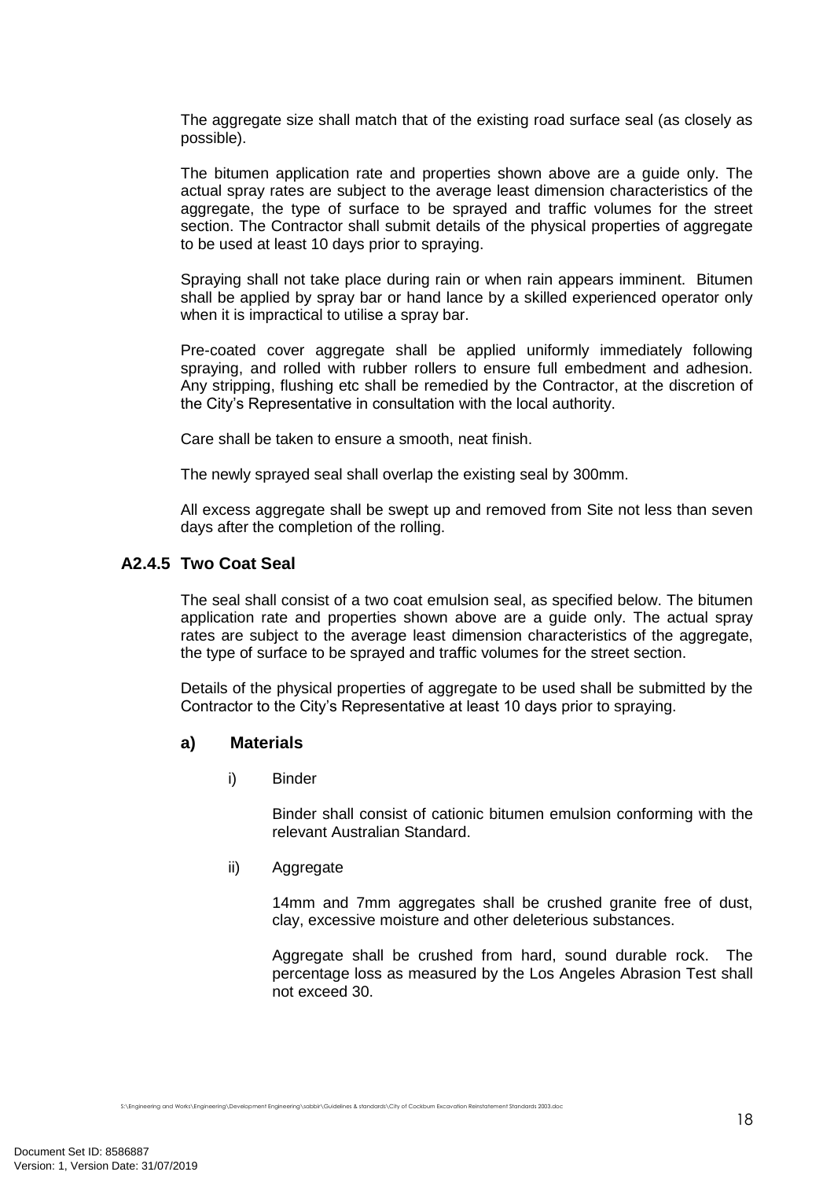The aggregate size shall match that of the existing road surface seal (as closely as possible).

The bitumen application rate and properties shown above are a guide only. The actual spray rates are subject to the average least dimension characteristics of the aggregate, the type of surface to be sprayed and traffic volumes for the street section. The Contractor shall submit details of the physical properties of aggregate to be used at least 10 days prior to spraying.

Spraying shall not take place during rain or when rain appears imminent. Bitumen shall be applied by spray bar or hand lance by a skilled experienced operator only when it is impractical to utilise a spray bar.

Pre-coated cover aggregate shall be applied uniformly immediately following spraying, and rolled with rubber rollers to ensure full embedment and adhesion. Any stripping, flushing etc shall be remedied by the Contractor, at the discretion of the City's Representative in consultation with the local authority.

Care shall be taken to ensure a smooth, neat finish.

The newly sprayed seal shall overlap the existing seal by 300mm.

All excess aggregate shall be swept up and removed from Site not less than seven days after the completion of the rolling.

### A2.4.5 Two Coat Seal

The seal shall consist of a two coat emulsion seal, as specified below. The bitumen application rate and properties shown above are a guide only. The actual spray rates are subject to the average least dimension characteristics of the aggregate, the type of surface to be sprayed and traffic volumes for the street section.

Details of the physical properties of aggregate to be used shall be submitted by the Contractor to the City's Representative at least 10 days prior to spraying.

#### a) Materials

i) Binder

Binder shall consist of cationic bitumen emulsion conforming with the relevant Australian Standard.

ii) Aggregate

14mm and 7mm aggregates shall be crushed granite free of dust, clay, excessive moisture and other deleterious substances.

Aggregate shall be crushed from hard, sound durable rock. The percentage loss as measured by the Los Angeles Abrasion Test shall not exceed 30.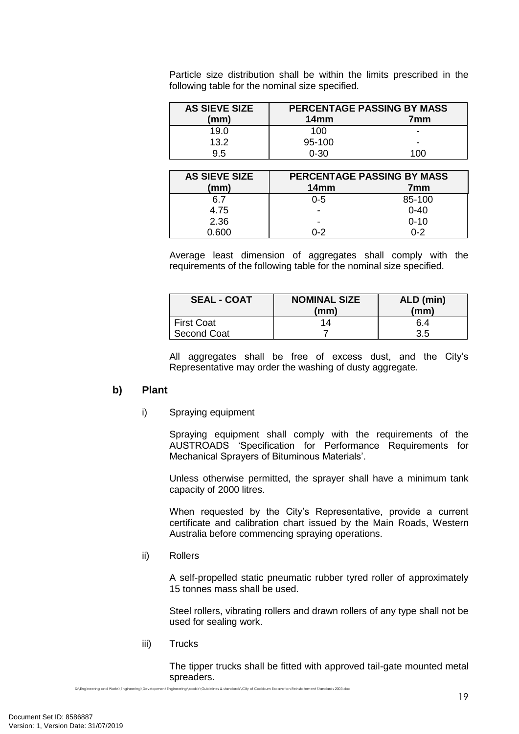Particle size distribution shall be within the limits prescribed in the following table for the nominal size specified.

| AS SIEVE SIZE (mm) | PERCENTAGE PASSING BY MASS | |
|---|---|---|
| | 14mm | 7mm |
| 19.0 | 100 | - |
| 13.2 | 95-100 | - |
| 9.5 | 0-30 | 100 |
| 6.7 | 0-5 | 85-100 |
| 4.75 | - | 0-40 |
| 2.36 | - | 0-10 |
| 0.600 | 0-2 | 0-2 |

Average least dimension of aggregates shall comply with the requirements of the following table for the nominal size specified.

| SEAL - COAT | NOMINAL SIZE (mm) | ALD (min) (mm) |
|---|---|---|
| First Coat | 14 | 6.4 |
| Second Coat | 7 | 3.5 |

All aggregates shall be free of excess dust, and the City's Representative may order the washing of dusty aggregate.

### b) Plant

i) Spraying equipment

Spraying equipment shall comply with the requirements of the AUSTROADS 'Specification for Performance Requirements for Mechanical Sprayers of Bituminous Materials'.

Unless otherwise permitted, the sprayer shall have a minimum tank capacity of 2000 litres.

When requested by the City's Representative, provide a current certificate and calibration chart issued by the Main Roads, Western Australia before commencing spraying operations.

ii) Rollers

A self-propelled static pneumatic rubber tyred roller of approximately 15 tonnes mass shall be used.

Steel rollers, vibrating rollers and drawn rollers of any type shall not be used for sealing work.

iii) Trucks

The tipper trucks shall be fitted with approved tail-gate mounted metal spreaders.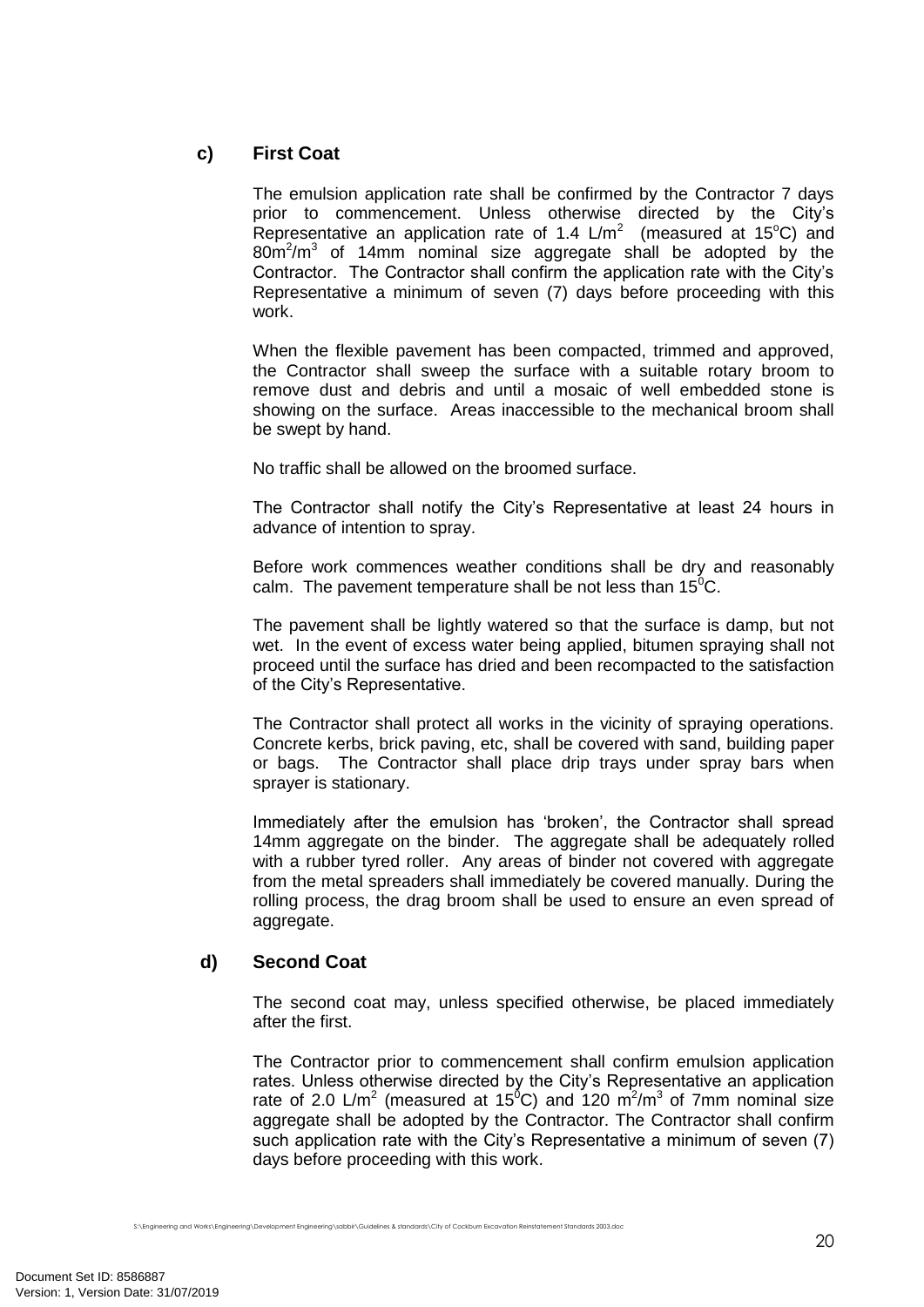### c) First Coat

The emulsion application rate shall be confirmed by the Contractor 7 days prior to commencement. Unless otherwise directed by the City's Representative an application rate of 1.4 $L/m^2$ (measured at $15^oC$) and $80m^2/m^3$ of 14mm nominal size aggregate shall be adopted by the Contractor. The Contractor shall confirm the application rate with the City's Representative a minimum of seven (7) days before proceeding with this work.

When the flexible pavement has been compacted, trimmed and approved, the Contractor shall sweep the surface with a suitable rotary broom to remove dust and debris and until a mosaic of well embedded stone is showing on the surface. Areas inaccessible to the mechanical broom shall be swept by hand.

No traffic shall be allowed on the broomed surface.

The Contractor shall notify the City's Representative at least 24 hours in advance of intention to spray.

Before work commences weather conditions shall be dry and reasonably calm. The pavement temperature shall be not less than $15^0C$.

The pavement shall be lightly watered so that the surface is damp, but not wet. In the event of excess water being applied, bitumen spraying shall not proceed until the surface has dried and been recompacted to the satisfaction of the City's Representative.

The Contractor shall protect all works in the vicinity of spraying operations. Concrete kerbs, brick paving, etc, shall be covered with sand, building paper or bags. The Contractor shall place drip trays under spray bars when sprayer is stationary.

Immediately after the emulsion has 'broken', the Contractor shall spread 14mm aggregate on the binder. The aggregate shall be adequately rolled with a rubber tyred roller. Any areas of binder not covered with aggregate from the metal spreaders shall immediately be covered manually. During the rolling process, the drag broom shall be used to ensure an even spread of aggregate.

### d) Second Coat

The second coat may, unless specified otherwise, be placed immediately after the first.

The Contractor prior to commencement shall confirm emulsion application rates. Unless otherwise directed by the City's Representative an application rate of 2.0 $L/m^2$ (measured at $15^0C$) and 120 $m^2/m^3$ of 7mm nominal size aggregate shall be adopted by the Contractor. The Contractor shall confirm such application rate with the City's Representative a minimum of seven (7) days before proceeding with this work.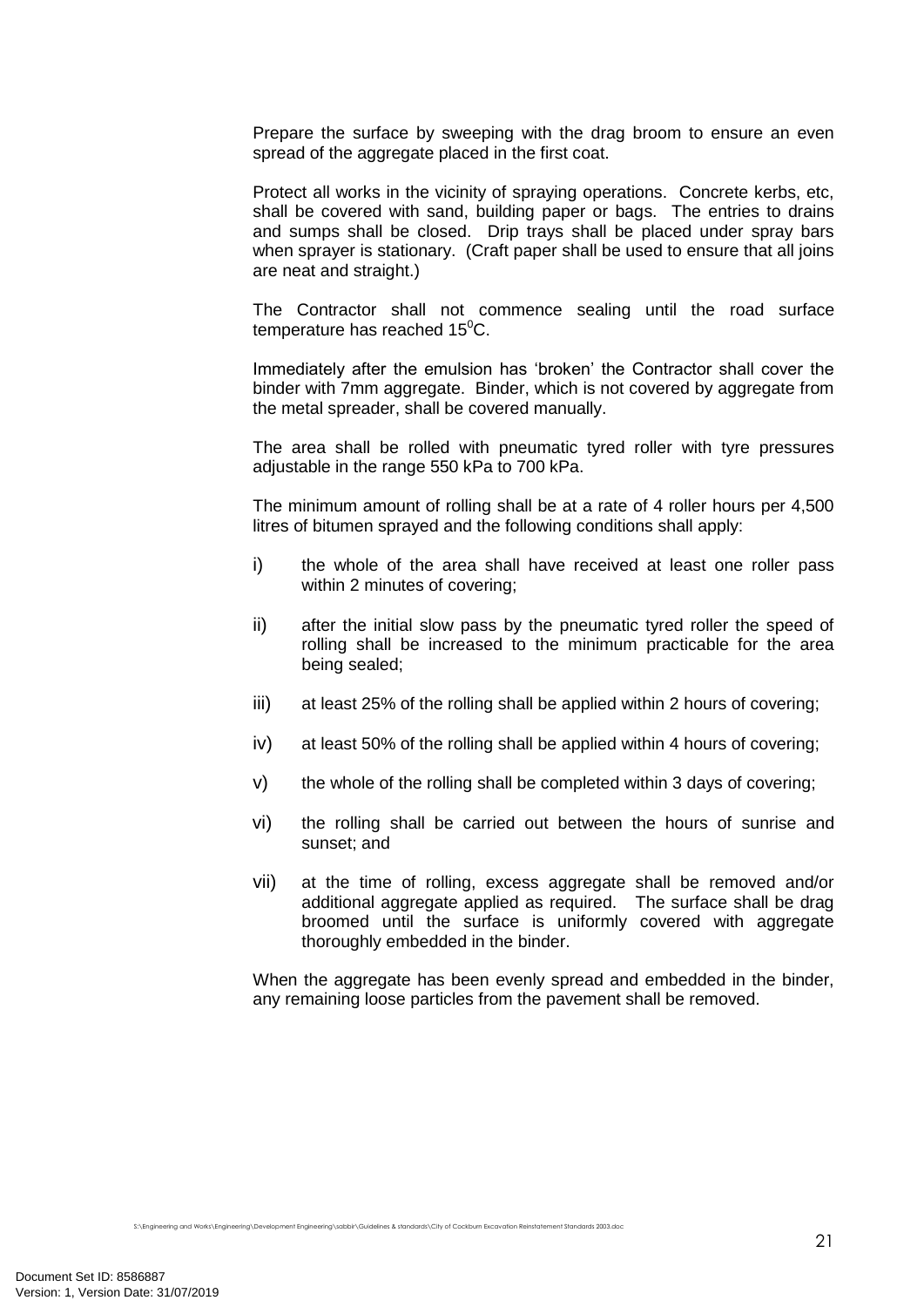Prepare the surface by sweeping with the drag broom to ensure an even spread of the aggregate placed in the first coat.

Protect all works in the vicinity of spraying operations. Concrete kerbs, etc, shall be covered with sand, building paper or bags. The entries to drains and sumps shall be closed. Drip trays shall be placed under spray bars when sprayer is stationary. (Craft paper shall be used to ensure that all joins are neat and straight.)

The Contractor shall not commence sealing until the road surface temperature has reached $15^0$C.

Immediately after the emulsion has 'broken' the Contractor shall cover the binder with 7mm aggregate. Binder, which is not covered by aggregate from the metal spreader, shall be covered manually.

The area shall be rolled with pneumatic tyred roller with tyre pressures adjustable in the range 550 kPa to 700 kPa.

The minimum amount of rolling shall be at a rate of 4 roller hours per 4,500 litres of bitumen sprayed and the following conditions shall apply:

i) the whole of the area shall have received at least one roller pass within 2 minutes of covering;

ii) after the initial slow pass by the pneumatic tyred roller the speed of rolling shall be increased to the minimum practicable for the area being sealed;

iii) at least 25% of the rolling shall be applied within 2 hours of covering;

iv) at least 50% of the rolling shall be applied within 4 hours of covering;

v) the whole of the rolling shall be completed within 3 days of covering;

vi) the rolling shall be carried out between the hours of sunrise and sunset; and

vii) at the time of rolling, excess aggregate shall be removed and/or additional aggregate applied as required. The surface shall be drag broomed until the surface is uniformly covered with aggregate thoroughly embedded in the binder.

When the aggregate has been evenly spread and embedded in the binder, any remaining loose particles from the pavement shall be removed.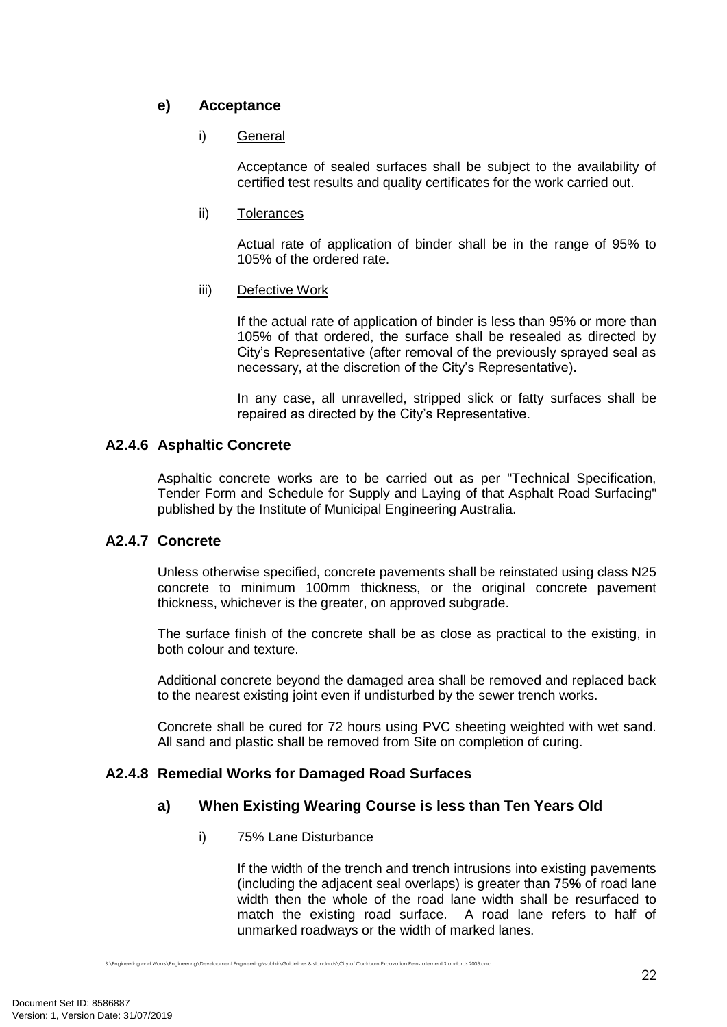#### e) Acceptance

i) General

Acceptance of sealed surfaces shall be subject to the availability of certified test results and quality certificates for the work carried out.

ii) Tolerances

Actual rate of application of binder shall be in the range of 95% to 105% of the ordered rate.

iii) Defective Work

If the actual rate of application of binder is less than 95% or more than 105% of that ordered, the surface shall be resealed as directed by City's Representative (after removal of the previously sprayed seal as necessary, at the discretion of the City's Representative).

In any case, all unravelled, stripped slick or fatty surfaces shall be repaired as directed by the City's Representative.

### A2.4.6 Asphaltic Concrete

Asphaltic concrete works are to be carried out as per "Technical Specification, Tender Form and Schedule for Supply and Laying of that Asphalt Road Surfacing" published by the Institute of Municipal Engineering Australia.

### A2.4.7 Concrete

Unless otherwise specified, concrete pavements shall be reinstated using class N25 concrete to minimum 100mm thickness, or the original concrete pavement thickness, whichever is the greater, on approved subgrade.

The surface finish of the concrete shall be as close as practical to the existing, in both colour and texture.

Additional concrete beyond the damaged area shall be removed and replaced back to the nearest existing joint even if undisturbed by the sewer trench works.

Concrete shall be cured for 72 hours using PVC sheeting weighted with wet sand. All sand and plastic shall be removed from Site on completion of curing.

### A2.4.8 Remedial Works for Damaged Road Surfaces

#### a) When Existing Wearing Course is less than Ten Years Old

i) 75% Lane Disturbance

If the width of the trench and trench intrusions into existing pavements (including the adjacent seal overlaps) is greater than 75**%** of road lane width then the whole of the road lane width shall be resurfaced to match the existing road surface. A road lane refers to half of unmarked roadways or the width of marked lanes.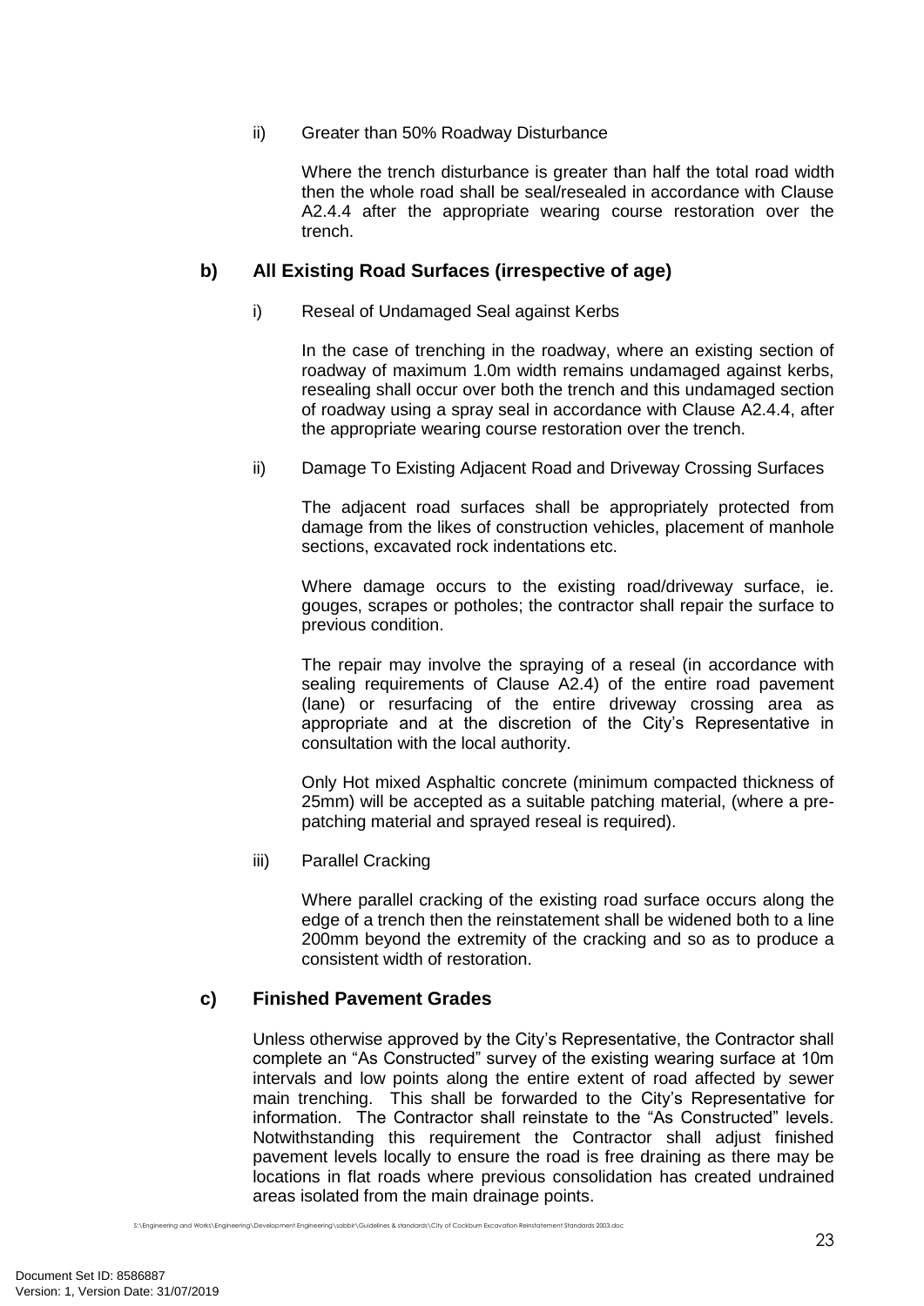ii) Greater than 50% Roadway Disturbance

Where the trench disturbance is greater than half the total road width then the whole road shall be seal/resealed in accordance with Clause A2.4.4 after the appropriate wearing course restoration over the trench.

### b) All Existing Road Surfaces (irrespective of age)

i) Reseal of Undamaged Seal against Kerbs

In the case of trenching in the roadway, where an existing section of roadway of maximum 1.0m width remains undamaged against kerbs, resealing shall occur over both the trench and this undamaged section of roadway using a spray seal in accordance with Clause A2.4.4, after the appropriate wearing course restoration over the trench.

ii) Damage To Existing Adjacent Road and Driveway Crossing Surfaces

The adjacent road surfaces shall be appropriately protected from damage from the likes of construction vehicles, placement of manhole sections, excavated rock indentations etc.

Where damage occurs to the existing road/driveway surface, ie. gouges, scrapes or potholes; the contractor shall repair the surface to previous condition.

The repair may involve the spraying of a reseal (in accordance with sealing requirements of Clause A2.4) of the entire road pavement (lane) or resurfacing of the entire driveway crossing area as appropriate and at the discretion of the City's Representative in consultation with the local authority.

Only Hot mixed Asphaltic concrete (minimum compacted thickness of 25mm) will be accepted as a suitable patching material, (where a pre-patching material and sprayed reseal is required).

iii) Parallel Cracking

Where parallel cracking of the existing road surface occurs along the edge of a trench then the reinstatement shall be widened both to a line 200mm beyond the extremity of the cracking and so as to produce a consistent width of restoration.

### c) Finished Pavement Grades

Unless otherwise approved by the City's Representative, the Contractor shall complete an "As Constructed" survey of the existing wearing surface at 10m intervals and low points along the entire extent of road affected by sewer main trenching. This shall be forwarded to the City's Representative for information. The Contractor shall reinstate to the "As Constructed" levels. Notwithstanding this requirement the Contractor shall adjust finished pavement levels locally to ensure the road is free draining as there may be locations in flat roads where previous consolidation has created undrained areas isolated from the main drainage points.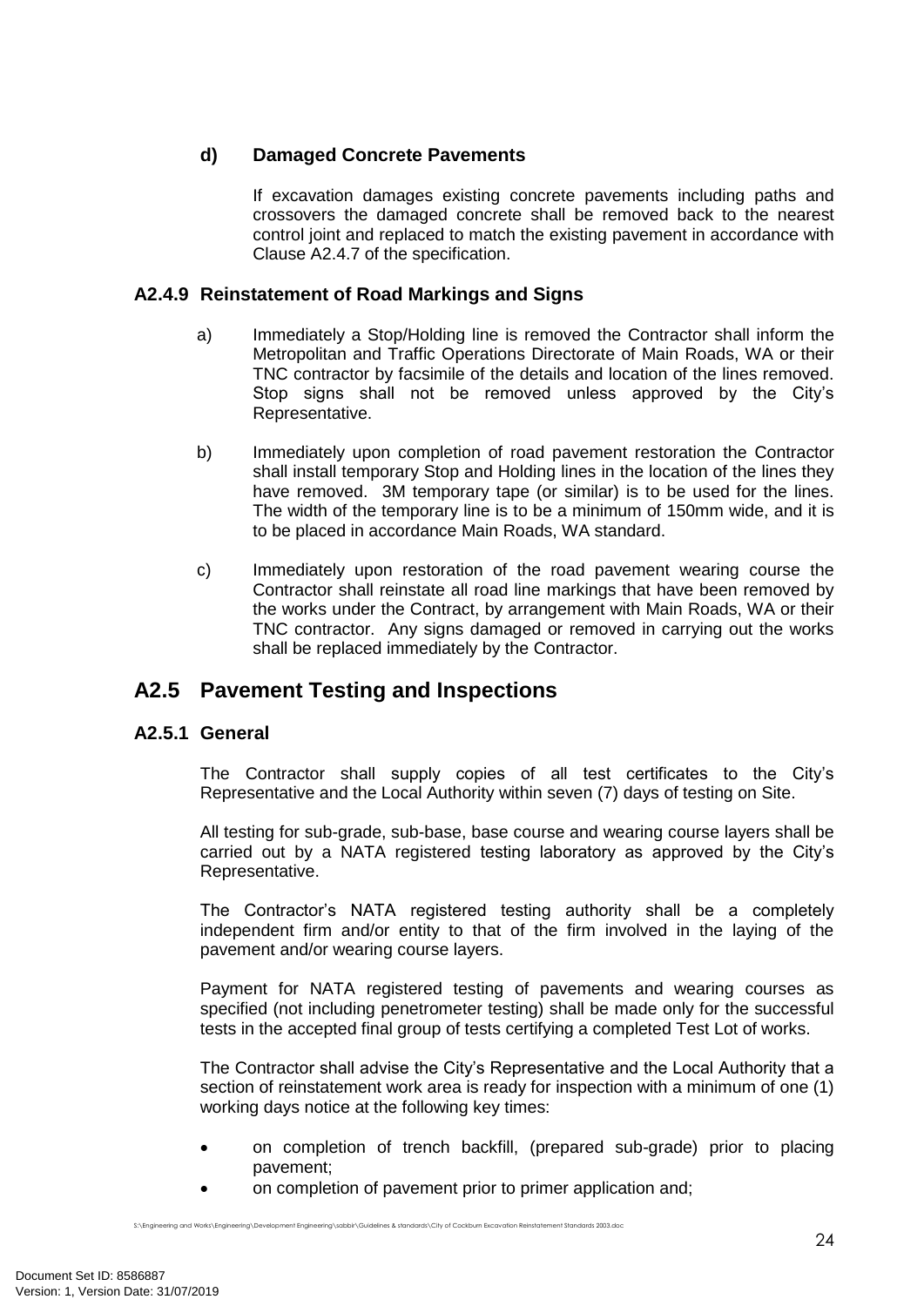#### d) Damaged Concrete Pavements

If excavation damages existing concrete pavements including paths and crossovers the damaged concrete shall be removed back to the nearest control joint and replaced to match the existing pavement in accordance with Clause A2.4.7 of the specification.

### A2.4.9 Reinstatement of Road Markings and Signs

a) Immediately a Stop/Holding line is removed the Contractor shall inform the Metropolitan and Traffic Operations Directorate of Main Roads, WA or their TNC contractor by facsimile of the details and location of the lines removed. Stop signs shall not be removed unless approved by the City's Representative.

b) Immediately upon completion of road pavement restoration the Contractor shall install temporary Stop and Holding lines in the location of the lines they have removed. 3M temporary tape (or similar) is to be used for the lines. The width of the temporary line is to be a minimum of 150mm wide, and it is to be placed in accordance Main Roads, WA standard.

c) Immediately upon restoration of the road pavement wearing course the Contractor shall reinstate all road line markings that have been removed by the works under the Contract, by arrangement with Main Roads, WA or their TNC contractor. Any signs damaged or removed in carrying out the works shall be replaced immediately by the Contractor.

## A2.5 Pavement Testing and Inspections

### A2.5.1 General

The Contractor shall supply copies of all test certificates to the City's Representative and the Local Authority within seven (7) days of testing on Site.

All testing for sub-grade, sub-base, base course and wearing course layers shall be carried out by a NATA registered testing laboratory as approved by the City's Representative.

The Contractor's NATA registered testing authority shall be a completely independent firm and/or entity to that of the firm involved in the laying of the pavement and/or wearing course layers.

Payment for NATA registered testing of pavements and wearing courses as specified (not including penetrometer testing) shall be made only for the successful tests in the accepted final group of tests certifying a completed Test Lot of works.

The Contractor shall advise the City's Representative and the Local Authority that a section of reinstatement work area is ready for inspection with a minimum of one (1) working days notice at the following key times:

- on completion of trench backfill, (prepared sub-grade) prior to placing pavement;
- on completion of pavement prior to primer application and;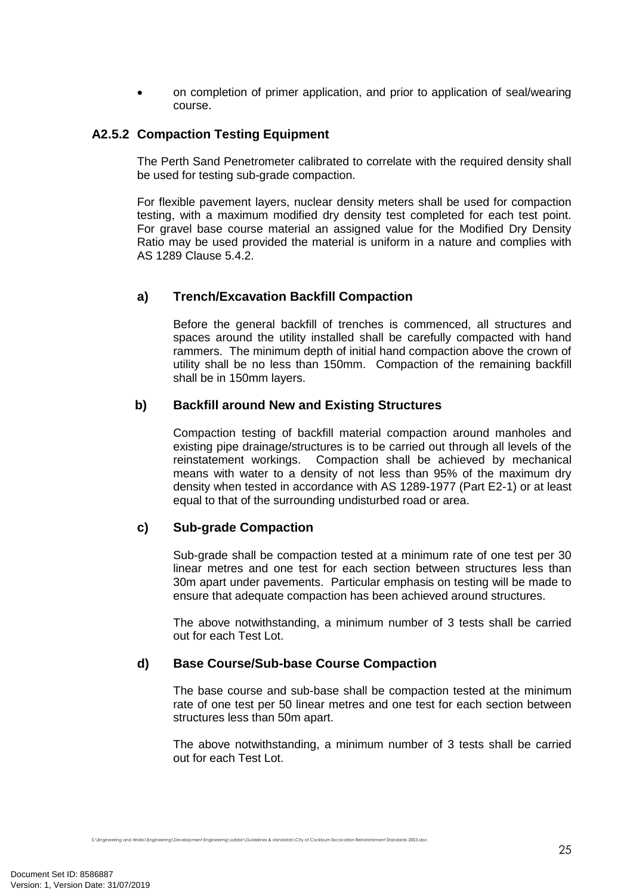- on completion of primer application, and prior to application of seal/wearing course.

### A2.5.2 Compaction Testing Equipment

The Perth Sand Penetrometer calibrated to correlate with the required density shall be used for testing sub-grade compaction.

For flexible pavement layers, nuclear density meters shall be used for compaction testing, with a maximum modified dry density test completed for each test point. For gravel base course material an assigned value for the Modified Dry Density Ratio may be used provided the material is uniform in a nature and complies with AS 1289 Clause 5.4.2.

#### a) Trench/Excavation Backfill Compaction

Before the general backfill of trenches is commenced, all structures and spaces around the utility installed shall be carefully compacted with hand rammers. The minimum depth of initial hand compaction above the crown of utility shall be no less than 150mm. Compaction of the remaining backfill shall be in 150mm layers.

#### b) Backfill around New and Existing Structures

Compaction testing of backfill material compaction around manholes and existing pipe drainage/structures is to be carried out through all levels of the reinstatement workings. Compaction shall be achieved by mechanical means with water to a density of not less than 95% of the maximum dry density when tested in accordance with AS 1289-1977 (Part E2-1) or at least equal to that of the surrounding undisturbed road or area.

#### c) Sub-grade Compaction

Sub-grade shall be compaction tested at a minimum rate of one test per 30 linear metres and one test for each section between structures less than 30m apart under pavements. Particular emphasis on testing will be made to ensure that adequate compaction has been achieved around structures.

The above notwithstanding, a minimum number of 3 tests shall be carried out for each Test Lot.

#### d) Base Course/Sub-base Course Compaction

The base course and sub-base shall be compaction tested at the minimum rate of one test per 50 linear metres and one test for each section between structures less than 50m apart.

The above notwithstanding, a minimum number of 3 tests shall be carried out for each Test Lot.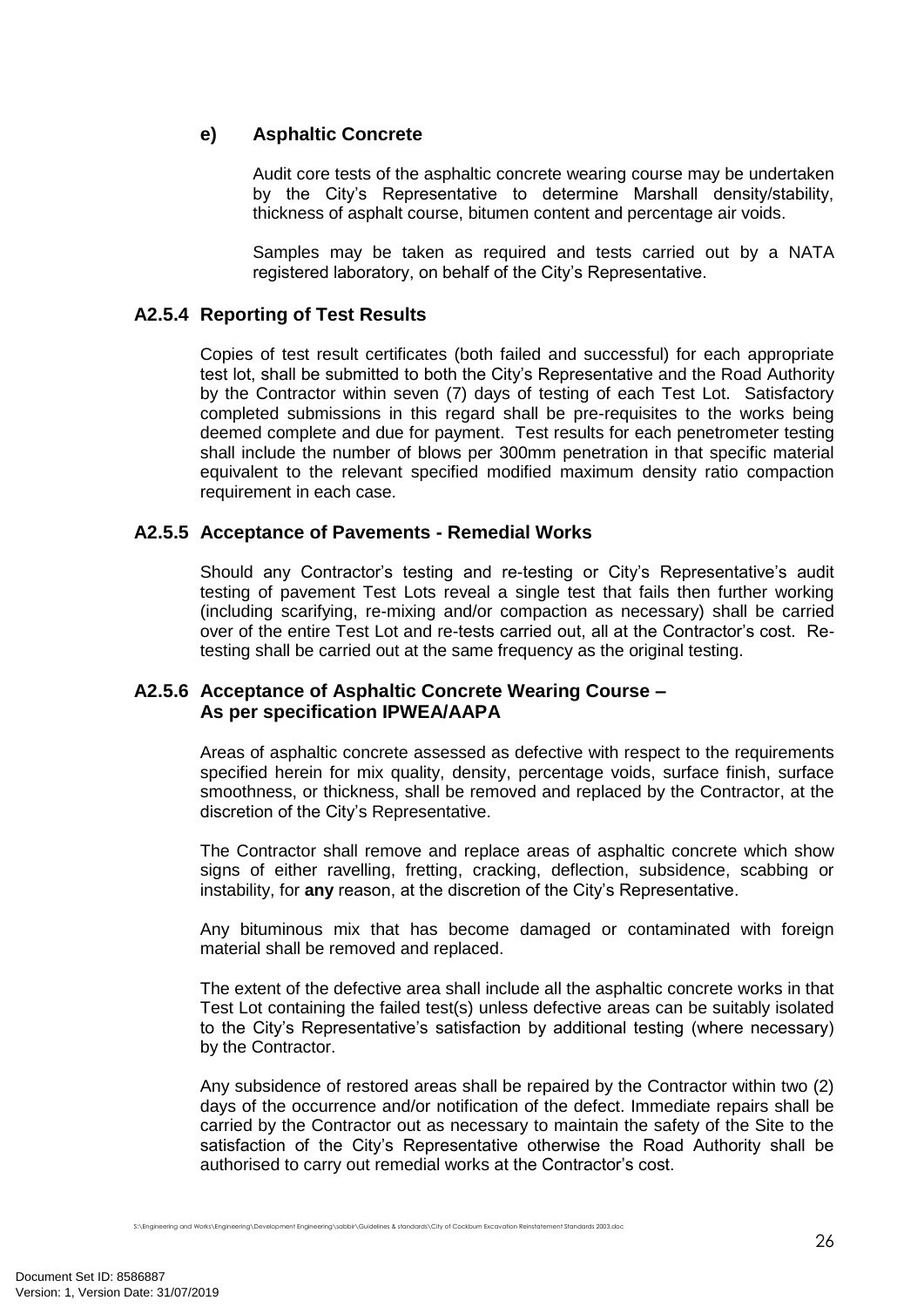#### e) Asphaltic Concrete

Audit core tests of the asphaltic concrete wearing course may be undertaken by the City's Representative to determine Marshall density/stability, thickness of asphalt course, bitumen content and percentage air voids.

Samples may be taken as required and tests carried out by a NATA registered laboratory, on behalf of the City's Representative.

### A2.5.4 Reporting of Test Results

Copies of test result certificates (both failed and successful) for each appropriate test lot, shall be submitted to both the City's Representative and the Road Authority by the Contractor within seven (7) days of testing of each Test Lot. Satisfactory completed submissions in this regard shall be pre-requisites to the works being deemed complete and due for payment. Test results for each penetrometer testing shall include the number of blows per 300mm penetration in that specific material equivalent to the relevant specified modified maximum density ratio compaction requirement in each case.

### A2.5.5 Acceptance of Pavements - Remedial Works

Should any Contractor's testing and re-testing or City's Representative's audit testing of pavement Test Lots reveal a single test that fails then further working (including scarifying, re-mixing and/or compaction as necessary) shall be carried over of the entire Test Lot and re-tests carried out, all at the Contractor's cost. Re-testing shall be carried out at the same frequency as the original testing.

### A2.5.6 Acceptance of Asphaltic Concrete Wearing Course – As per specification IPWEA/AAPA

Areas of asphaltic concrete assessed as defective with respect to the requirements specified herein for mix quality, density, percentage voids, surface finish, surface smoothness, or thickness, shall be removed and replaced by the Contractor, at the discretion of the City's Representative.

The Contractor shall remove and replace areas of asphaltic concrete which show signs of either ravelling, fretting, cracking, deflection, subsidence, scabbing or instability, for **any** reason, at the discretion of the City's Representative.

Any bituminous mix that has become damaged or contaminated with foreign material shall be removed and replaced.

The extent of the defective area shall include all the asphaltic concrete works in that Test Lot containing the failed test(s) unless defective areas can be suitably isolated to the City's Representative's satisfaction by additional testing (where necessary) by the Contractor.

Any subsidence of restored areas shall be repaired by the Contractor within two (2) days of the occurrence and/or notification of the defect. Immediate repairs shall be carried by the Contractor out as necessary to maintain the safety of the Site to the satisfaction of the City's Representative otherwise the Road Authority shall be authorised to carry out remedial works at the Contractor's cost.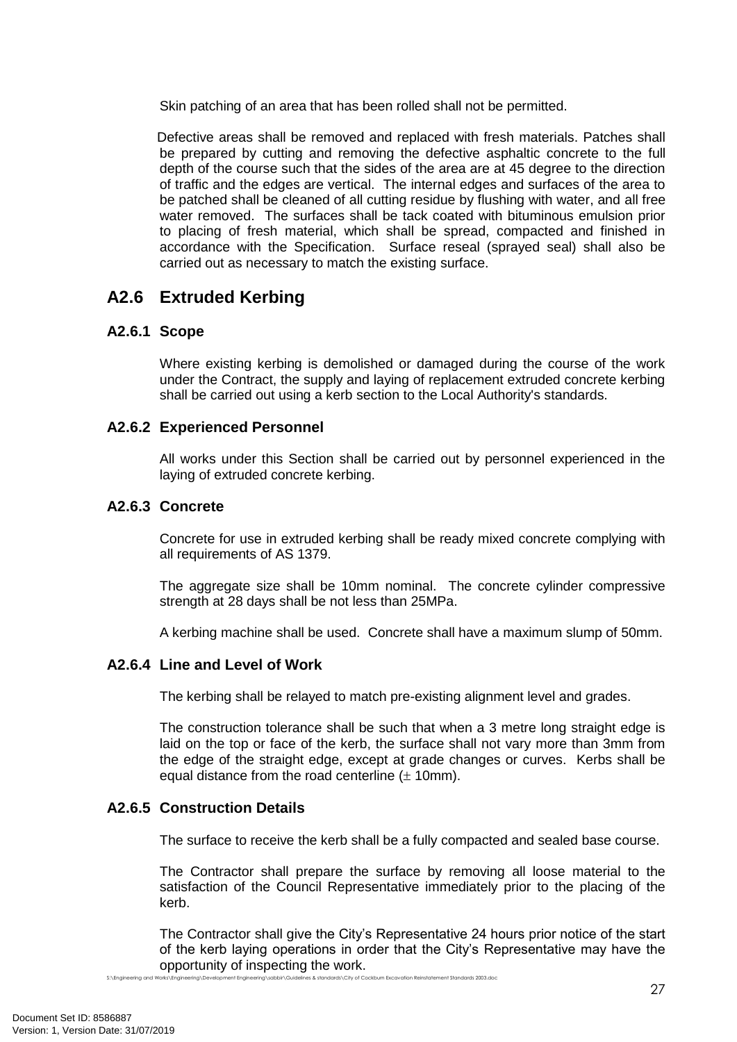Skin patching of an area that has been rolled shall not be permitted.

Defective areas shall be removed and replaced with fresh materials. Patches shall be prepared by cutting and removing the defective asphaltic concrete to the full depth of the course such that the sides of the area are at 45 degree to the direction of traffic and the edges are vertical. The internal edges and surfaces of the area to be patched shall be cleaned of all cutting residue by flushing with water, and all free water removed. The surfaces shall be tack coated with bituminous emulsion prior to placing of fresh material, which shall be spread, compacted and finished in accordance with the Specification. Surface reseal (sprayed seal) shall also be carried out as necessary to match the existing surface.

## A2.6 Extruded Kerbing

### A2.6.1 Scope

Where existing kerbing is demolished or damaged during the course of the work under the Contract, the supply and laying of replacement extruded concrete kerbing shall be carried out using a kerb section to the Local Authority's standards.

### A2.6.2 Experienced Personnel

All works under this Section shall be carried out by personnel experienced in the laying of extruded concrete kerbing.

### A2.6.3 Concrete

Concrete for use in extruded kerbing shall be ready mixed concrete complying with all requirements of AS 1379.

The aggregate size shall be 10mm nominal. The concrete cylinder compressive strength at 28 days shall be not less than 25MPa.

A kerbing machine shall be used. Concrete shall have a maximum slump of 50mm.

### A2.6.4 Line and Level of Work

The kerbing shall be relayed to match pre-existing alignment level and grades.

The construction tolerance shall be such that when a 3 metre long straight edge is laid on the top or face of the kerb, the surface shall not vary more than 3mm from the edge of the straight edge, except at grade changes or curves. Kerbs shall be equal distance from the road centerline ($\pm$ 10mm).

### A2.6.5 Construction Details

The surface to receive the kerb shall be a fully compacted and sealed base course.

The Contractor shall prepare the surface by removing all loose material to the satisfaction of the Council Representative immediately prior to the placing of the kerb.

The Contractor shall give the City's Representative 24 hours prior notice of the start of the kerb laying operations in order that the City's Representative may have the opportunity of inspecting the work.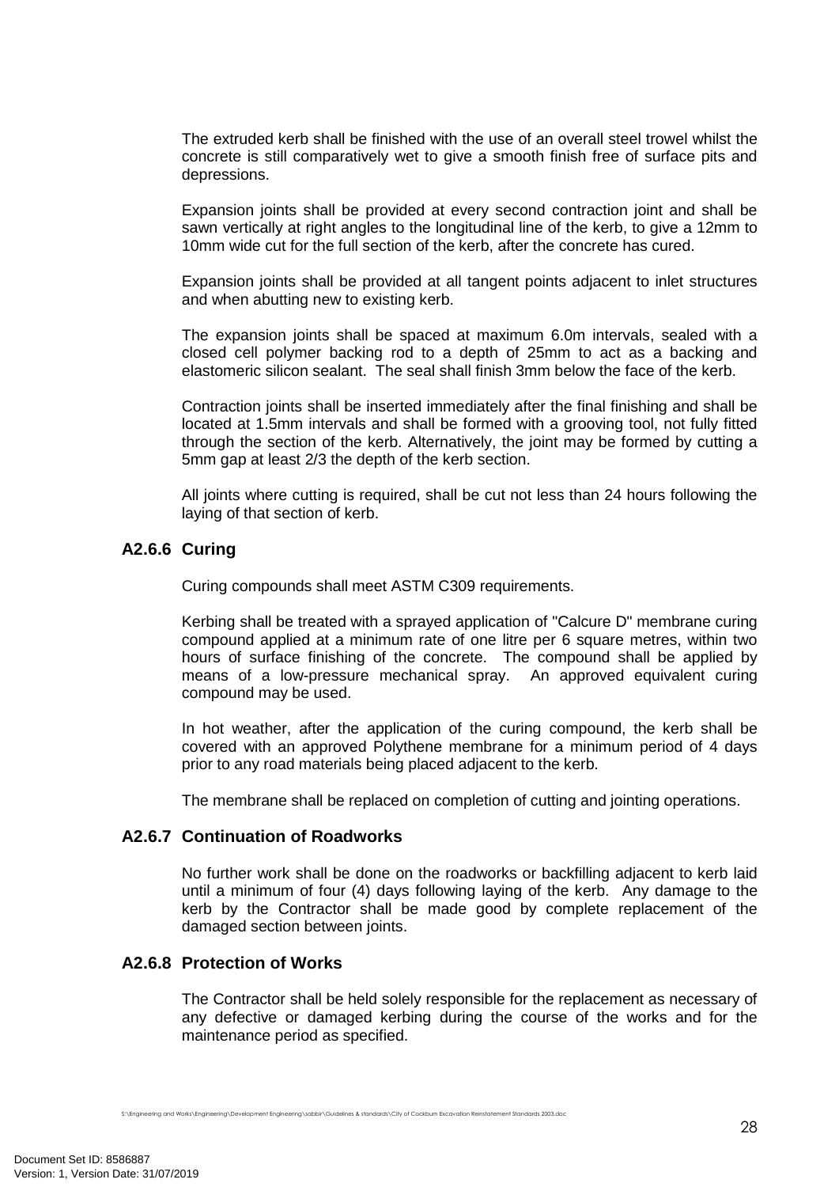The extruded kerb shall be finished with the use of an overall steel trowel whilst the concrete is still comparatively wet to give a smooth finish free of surface pits and depressions.

Expansion joints shall be provided at every second contraction joint and shall be sawn vertically at right angles to the longitudinal line of the kerb, to give a 12mm to 10mm wide cut for the full section of the kerb, after the concrete has cured.

Expansion joints shall be provided at all tangent points adjacent to inlet structures and when abutting new to existing kerb.

The expansion joints shall be spaced at maximum 6.0m intervals, sealed with a closed cell polymer backing rod to a depth of 25mm to act as a backing and elastomeric silicon sealant. The seal shall finish 3mm below the face of the kerb.

Contraction joints shall be inserted immediately after the final finishing and shall be located at 1.5mm intervals and shall be formed with a grooving tool, not fully fitted through the section of the kerb. Alternatively, the joint may be formed by cutting a 5mm gap at least 2/3 the depth of the kerb section.

All joints where cutting is required, shall be cut not less than 24 hours following the laying of that section of kerb.

### A2.6.6 Curing

Curing compounds shall meet ASTM C309 requirements.

Kerbing shall be treated with a sprayed application of "Calcure D" membrane curing compound applied at a minimum rate of one litre per 6 square metres, within two hours of surface finishing of the concrete. The compound shall be applied by means of a low-pressure mechanical spray. An approved equivalent curing compound may be used.

In hot weather, after the application of the curing compound, the kerb shall be covered with an approved Polythene membrane for a minimum period of 4 days prior to any road materials being placed adjacent to the kerb.

The membrane shall be replaced on completion of cutting and jointing operations.

### A2.6.7 Continuation of Roadworks

No further work shall be done on the roadworks or backfilling adjacent to kerb laid until a minimum of four (4) days following laying of the kerb. Any damage to the kerb by the Contractor shall be made good by complete replacement of the damaged section between joints.

### A2.6.8 Protection of Works

The Contractor shall be held solely responsible for the replacement as necessary of any defective or damaged kerbing during the course of the works and for the maintenance period as specified.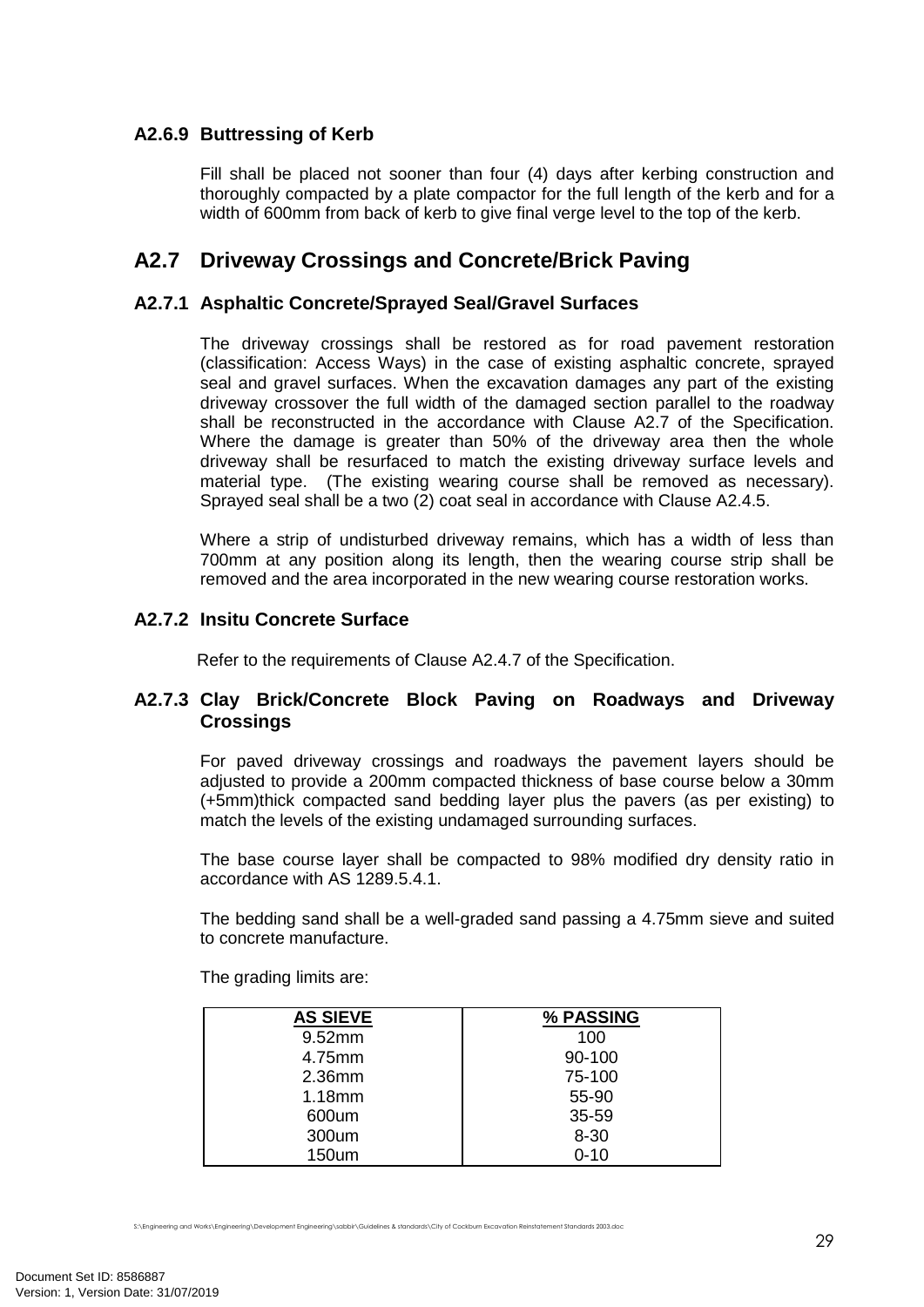### A2.6.9 Buttressing of Kerb

Fill shall be placed not sooner than four (4) days after kerbing construction and thoroughly compacted by a plate compactor for the full length of the kerb and for a width of 600mm from back of kerb to give final verge level to the top of the kerb.

## A2.7 Driveway Crossings and Concrete/Brick Paving

### A2.7.1 Asphaltic Concrete/Sprayed Seal/Gravel Surfaces

The driveway crossings shall be restored as for road pavement restoration (classification: Access Ways) in the case of existing asphaltic concrete, sprayed seal and gravel surfaces. When the excavation damages any part of the existing driveway crossover the full width of the damaged section parallel to the roadway shall be reconstructed in the accordance with Clause A2.7 of the Specification. Where the damage is greater than 50% of the driveway area then the whole driveway shall be resurfaced to match the existing driveway surface levels and material type. (The existing wearing course shall be removed as necessary). Sprayed seal shall be a two (2) coat seal in accordance with Clause A2.4.5.

Where a strip of undisturbed driveway remains, which has a width of less than 700mm at any position along its length, then the wearing course strip shall be removed and the area incorporated in the new wearing course restoration works.

### A2.7.2 Insitu Concrete Surface

Refer to the requirements of Clause A2.4.7 of the Specification.

### A2.7.3 Clay Brick/Concrete Block Paving on Roadways and Driveway Crossings

For paved driveway crossings and roadways the pavement layers should be adjusted to provide a 200mm compacted thickness of base course below a 30mm (+5mm)thick compacted sand bedding layer plus the pavers (as per existing) to match the levels of the existing undamaged surrounding surfaces.

The base course layer shall be compacted to 98% modified dry density ratio in accordance with AS 1289.5.4.1.

The bedding sand shall be a well-graded sand passing a 4.75mm sieve and suited to concrete manufacture.

The grading limits are:

| AS SIEVE | % PASSING |
|---|---|
| 9.52mm | 100 |
| 4.75mm | 90-100 |
| 2.36mm | 75-100 |
| 1.18mm | 55-90 |
| 600um | 35-59 |
| 300um | 8-30 |
| 150um | 0-10 |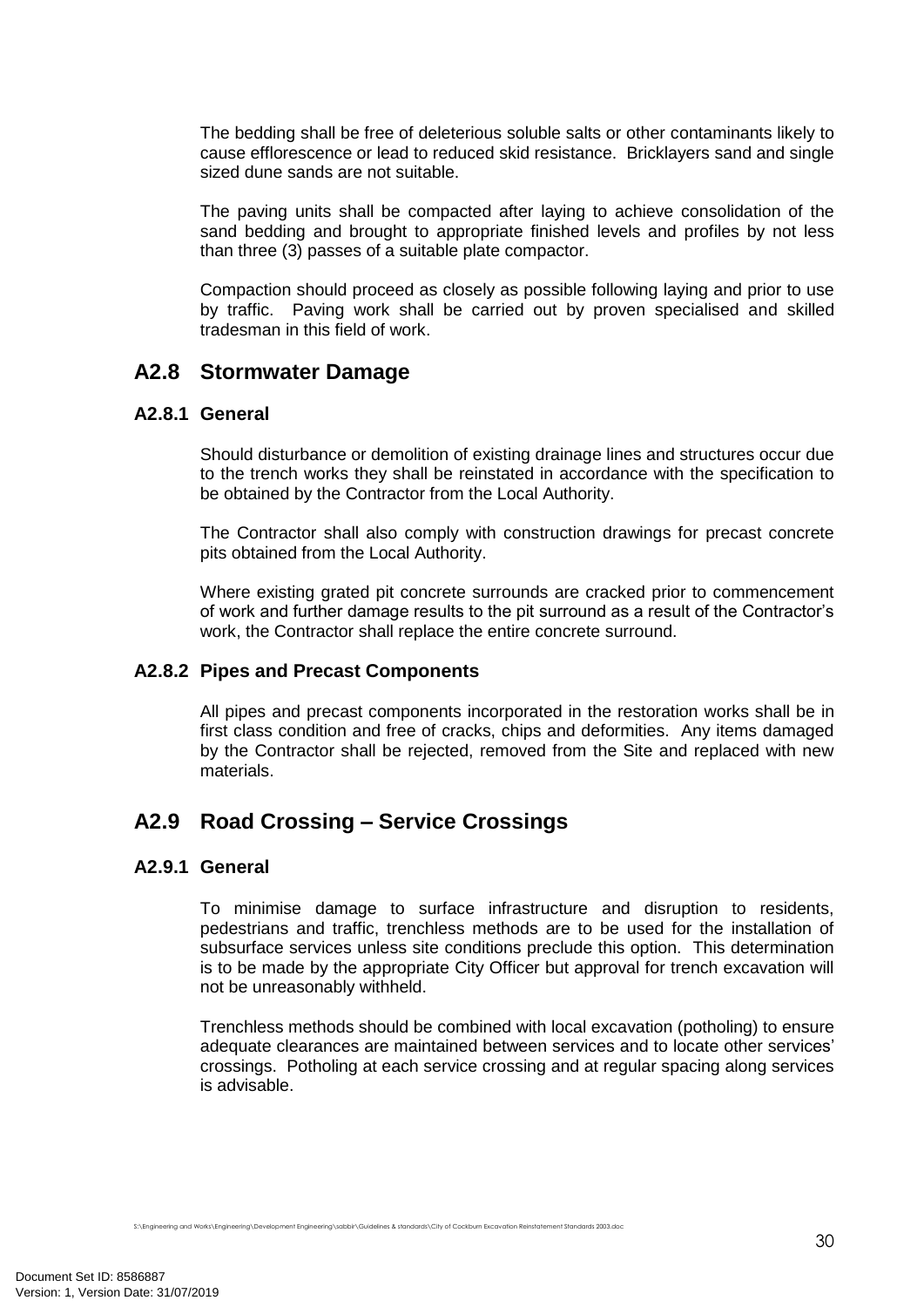The bedding shall be free of deleterious soluble salts or other contaminants likely to cause efflorescence or lead to reduced skid resistance. Bricklayers sand and single sized dune sands are not suitable.

The paving units shall be compacted after laying to achieve consolidation of the sand bedding and brought to appropriate finished levels and profiles by not less than three (3) passes of a suitable plate compactor.

Compaction should proceed as closely as possible following laying and prior to use by traffic. Paving work shall be carried out by proven specialised and skilled tradesman in this field of work.

## A2.8 Stormwater Damage

### A2.8.1 General

Should disturbance or demolition of existing drainage lines and structures occur due to the trench works they shall be reinstated in accordance with the specification to be obtained by the Contractor from the Local Authority.

The Contractor shall also comply with construction drawings for precast concrete pits obtained from the Local Authority.

Where existing grated pit concrete surrounds are cracked prior to commencement of work and further damage results to the pit surround as a result of the Contractor's work, the Contractor shall replace the entire concrete surround.

### A2.8.2 Pipes and Precast Components

All pipes and precast components incorporated in the restoration works shall be in first class condition and free of cracks, chips and deformities. Any items damaged by the Contractor shall be rejected, removed from the Site and replaced with new materials.

## A2.9 Road Crossing – Service Crossings

### A2.9.1 General

To minimise damage to surface infrastructure and disruption to residents, pedestrians and traffic, trenchless methods are to be used for the installation of subsurface services unless site conditions preclude this option. This determination is to be made by the appropriate City Officer but approval for trench excavation will not be unreasonably withheld.

Trenchless methods should be combined with local excavation (potholing) to ensure adequate clearances are maintained between services and to locate other services' crossings. Potholing at each service crossing and at regular spacing along services is advisable.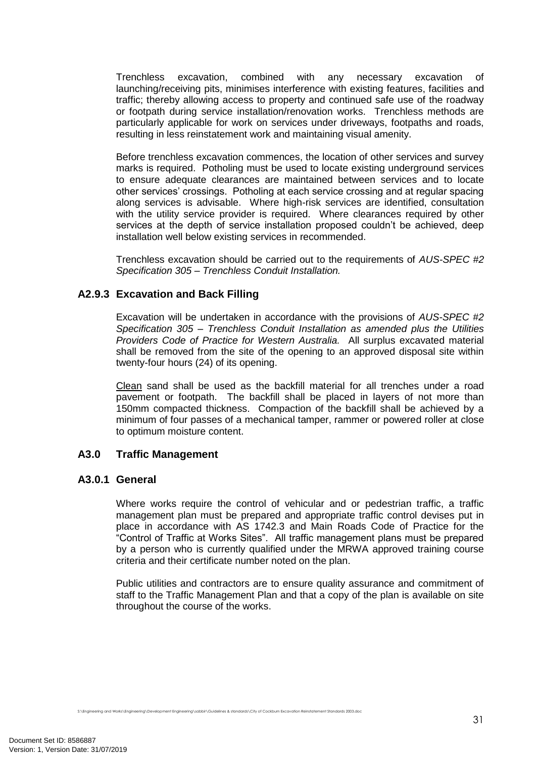Trenchless excavation, combined with any necessary excavation of launching/receiving pits, minimises interference with existing features, facilities and traffic; thereby allowing access to property and continued safe use of the roadway or footpath during service installation/renovation works. Trenchless methods are particularly applicable for work on services under driveways, footpaths and roads, resulting in less reinstatement work and maintaining visual amenity.

Before trenchless excavation commences, the location of other services and survey marks is required. Potholing must be used to locate existing underground services to ensure adequate clearances are maintained between services and to locate other services' crossings. Potholing at each service crossing and at regular spacing along services is advisable. Where high-risk services are identified, consultation with the utility service provider is required. Where clearances required by other services at the depth of service installation proposed couldn't be achieved, deep installation well below existing services in recommended.

Trenchless excavation should be carried out to the requirements of *AUS-SPEC #2 Specification 305 – Trenchless Conduit Installation.*

### A2.9.3 Excavation and Back Filling

Excavation will be undertaken in accordance with the provisions of *AUS-SPEC #2 Specification 305 – Trenchless Conduit Installation as amended plus the Utilities Providers Code of Practice for Western Australia.* All surplus excavated material shall be removed from the site of the opening to an approved disposal site within twenty-four hours (24) of its opening.

Clean sand shall be used as the backfill material for all trenches under a road pavement or footpath. The backfill shall be placed in layers of not more than 150mm compacted thickness. Compaction of the backfill shall be achieved by a minimum of four passes of a mechanical tamper, rammer or powered roller at close to optimum moisture content.

## A3.0 Traffic Management

### A3.0.1 General

Where works require the control of vehicular and or pedestrian traffic, a traffic management plan must be prepared and appropriate traffic control devises put in place in accordance with AS 1742.3 and Main Roads Code of Practice for the "Control of Traffic at Works Sites". All traffic management plans must be prepared by a person who is currently qualified under the MRWA approved training course criteria and their certificate number noted on the plan.

Public utilities and contractors are to ensure quality assurance and commitment of staff to the Traffic Management Plan and that a copy of the plan is available on site throughout the course of the works.